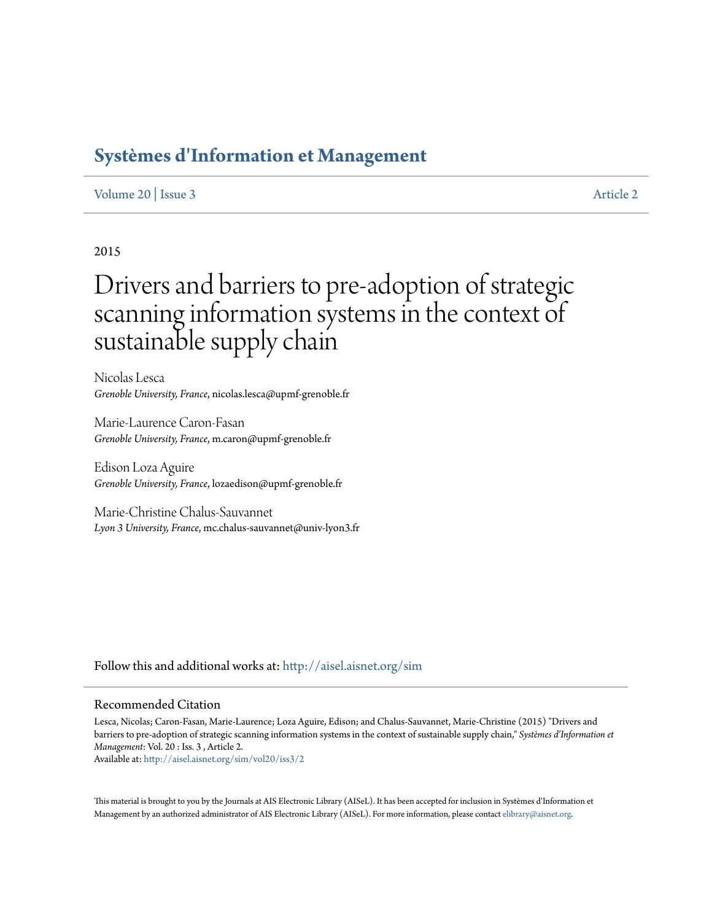# Systèmes d'Information et Management

Volume 20 | Issue 3 Article 2

2015

# Drivers and barriers to pre-adoption of strategic scanning information systems in the context of sustainable supply chain

Nicolas Lesca
*Grenoble University, France*, nicolas.lesca@upmf-grenoble.fr

Marie-Laurence Caron-Fasan
*Grenoble University, France*, m.caron@upmf-grenoble.fr

Edison Loza Aguire
*Grenoble University, France*, lozaedison@upmf-grenoble.fr

Marie-Christine Chalus-Sauvannet
*Lyon 3 University, France*, mc.chalus-sauvannet@univ-lyon3.fr

Follow this and additional works at: http://aisel.aisnet.org/sim

## Recommended Citation

Lesca, Nicolas; Caron-Fasan, Marie-Laurence; Loza Aguire, Edison; and Chalus-Sauvannet, Marie-Christine (2015) "Drivers and barriers to pre-adoption of strategic scanning information systems in the context of sustainable supply chain," *Systèmes d'Information et Management*: Vol. 20 : Iss. 3 , Article 2.
Available at: http://aisel.aisnet.org/sim/vol20/iss3/2

This material is brought to you by the Journals at AIS Electronic Library (AISeL). It has been accepted for inclusion in Systèmes d'Information et Management by an authorized administrator of AIS Electronic Library (AISeL). For more information, please contact elibrary@aisnet.org.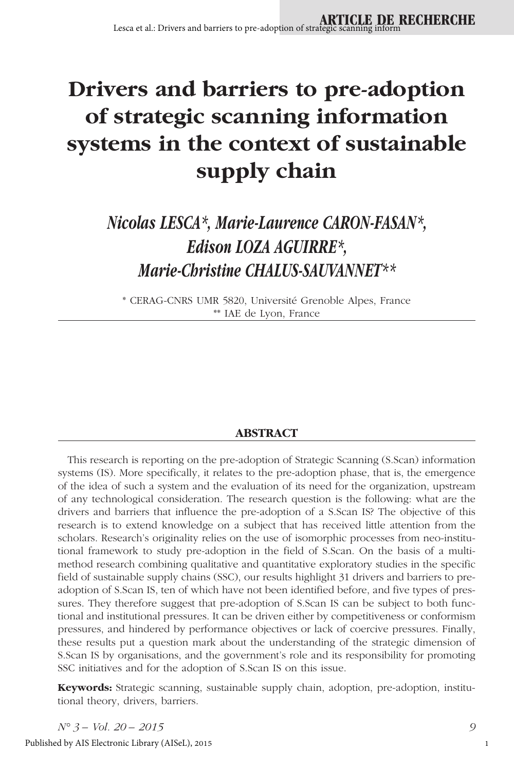# Drivers and barriers to pre-adoption of strategic scanning information systems in the context of sustainable supply chain

***Nicolas LESCA\*, Marie-Laurence CARON-FASAN\*, Edison LOZA AGUIRRE\*, Marie-Christine CHALUS-SAUVANNET\*\****

\* CERAG-CNRS UMR 5820, Université Grenoble Alpes, France
\*\* IAE de Lyon, France

## ABSTRACT

This research is reporting on the pre-adoption of Strategic Scanning (S.Scan) information systems (IS). More specifically, it relates to the pre-adoption phase, that is, the emergence of the idea of such a system and the evaluation of its need for the organization, upstream of any technological consideration. The research question is the following: what are the drivers and barriers that influence the pre-adoption of a S.Scan IS? The objective of this research is to extend knowledge on a subject that has received little attention from the scholars. Research's originality relies on the use of isomorphic processes from neo-institutional framework to study pre-adoption in the field of S.Scan. On the basis of a multi-method research combining qualitative and quantitative exploratory studies in the specific field of sustainable supply chains (SSC), our results highlight 31 drivers and barriers to pre-adoption of S.Scan IS, ten of which have not been identified before, and five types of pressures. They therefore suggest that pre-adoption of S.Scan IS can be subject to both functional and institutional pressures. It can be driven either by competitiveness or conformism pressures, and hindered by performance objectives or lack of coercive pressures. Finally, these results put a question mark about the understanding of the strategic dimension of S.Scan IS by organisations, and the government's role and its responsibility for promoting SSC initiatives and for the adoption of S.Scan IS on this issue.

**Keywords:** Strategic scanning, sustainable supply chain, adoption, pre-adoption, institutional theory, drivers, barriers.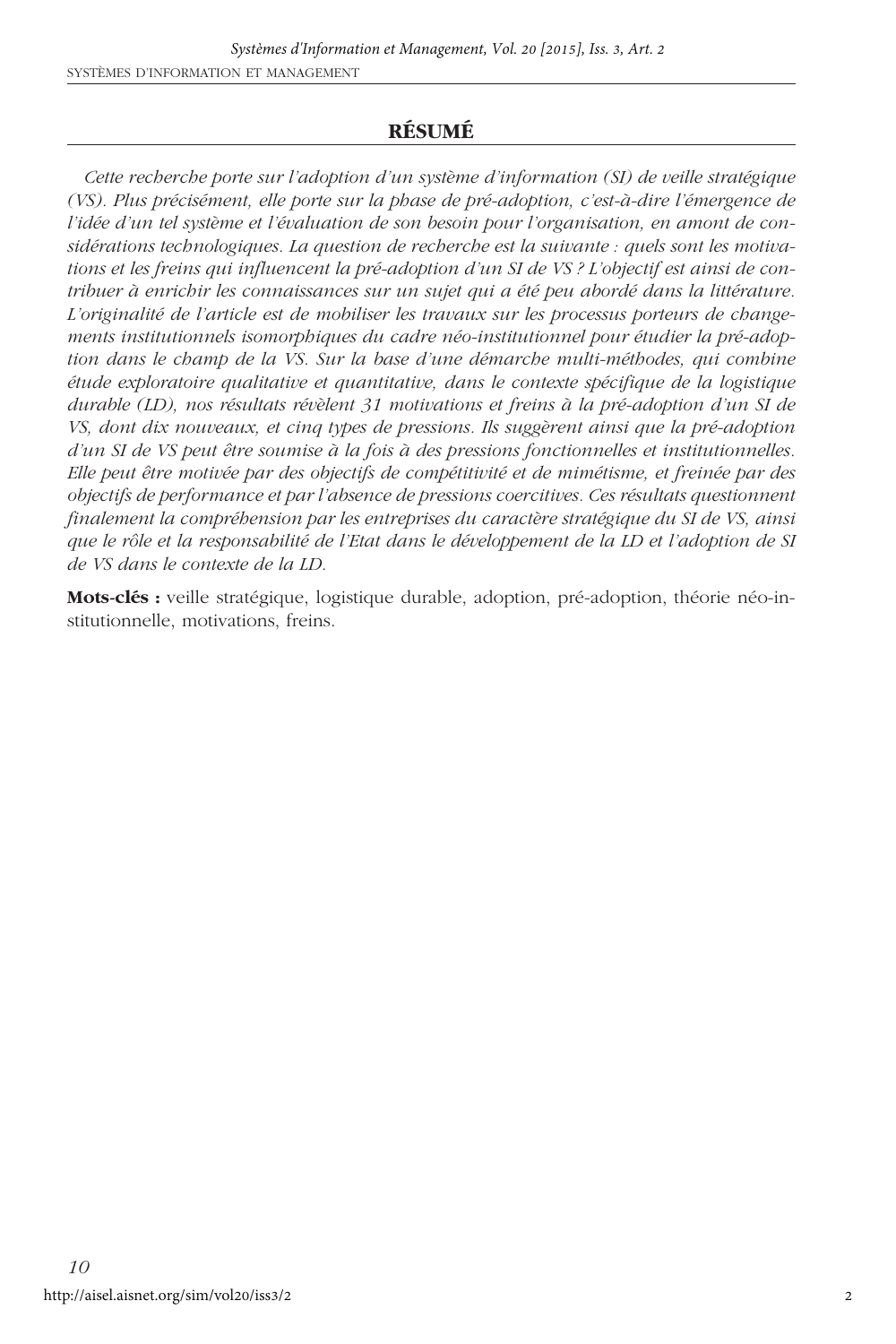## RÉSUMÉ

*Cette recherche porte sur l'adoption d'un système d'information (SI) de veille stratégique (VS). Plus précisément, elle porte sur la phase de pré-adoption, c'est-à-dire l'émergence de l'idée d'un tel système et l'évaluation de son besoin pour l'organisation, en amont de considérations technologiques. La question de recherche est la suivante : quels sont les motivations et les freins qui influencent la pré-adoption d'un SI de VS ? L'objectif est ainsi de contribuer à enrichir les connaissances sur un sujet qui a été peu abordé dans la littérature. L'originalité de l'article est de mobiliser les travaux sur les processus porteurs de changements institutionnels isomorphiques du cadre néo-institutionnel pour étudier la pré-adoption dans le champ de la VS. Sur la base d'une démarche multi-méthodes, qui combine étude exploratoire qualitative et quantitative, dans le contexte spécifique de la logistique durable (LD), nos résultats révèlent 31 motivations et freins à la pré-adoption d'un SI de VS, dont dix nouveaux, et cinq types de pressions. Ils suggèrent ainsi que la pré-adoption d'un SI de VS peut être soumise à la fois à des pressions fonctionnelles et institutionnelles. Elle peut être motivée par des objectifs de compétitivité et de mimétisme, et freinée par des objectifs de performance et par l'absence de pressions coercitives. Ces résultats questionnent finalement la compréhension par les entreprises du caractère stratégique du SI de VS, ainsi que le rôle et la responsabilité de l'Etat dans le développement de la LD et l'adoption de SI de VS dans le contexte de la LD.*

**Mots-clés :** veille stratégique, logistique durable, adoption, pré-adoption, théorie néo-institutionnelle, motivations, freins.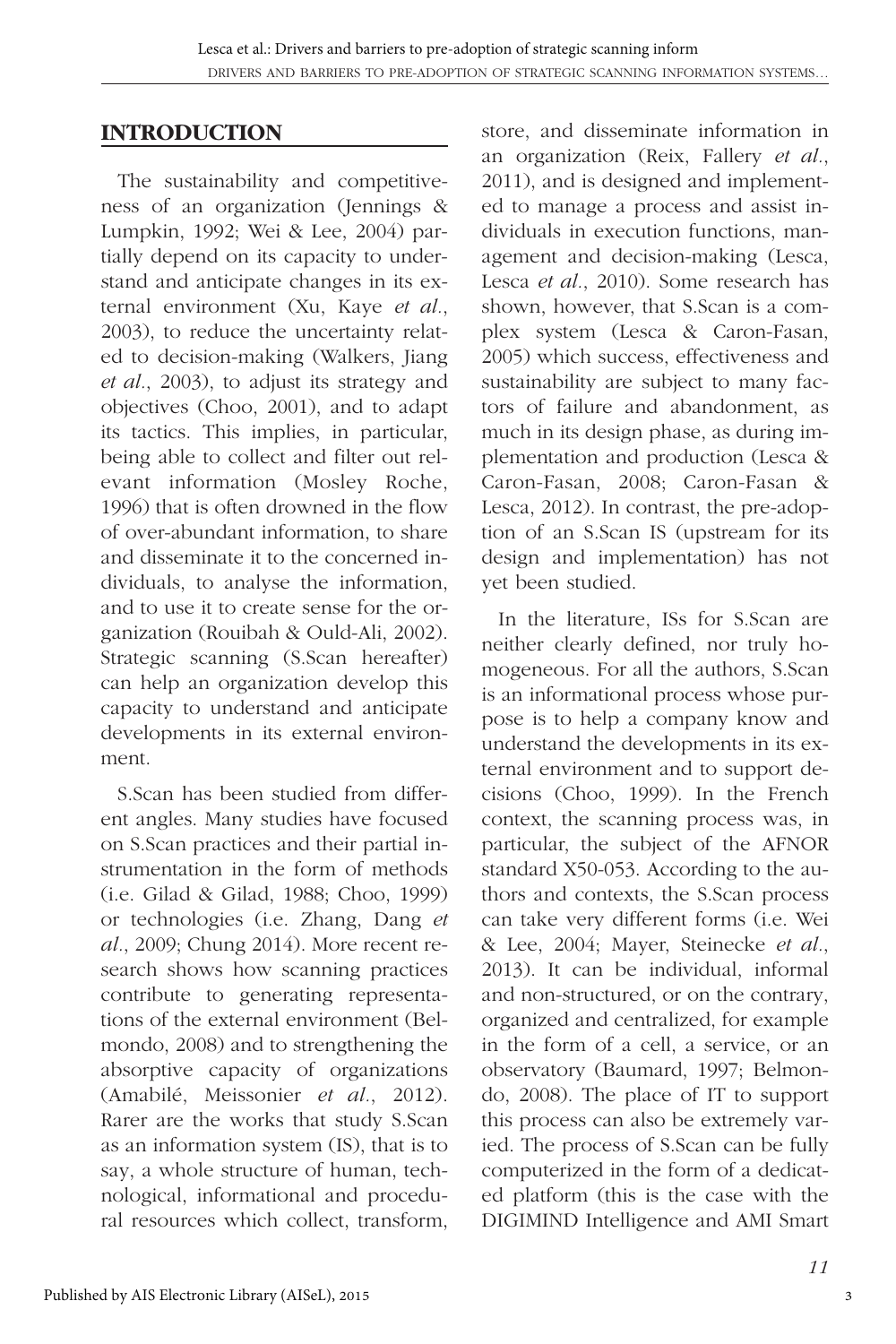## INTRODUCTION

The sustainability and competitiveness of an organization (Jennings & Lumpkin, 1992; Wei & Lee, 2004) partially depend on its capacity to understand and anticipate changes in its external environment (Xu, Kaye *et al*., 2003), to reduce the uncertainty related to decision-making (Walkers, Jiang *et al*., 2003), to adjust its strategy and objectives (Choo, 2001), and to adapt its tactics. This implies, in particular, being able to collect and filter out relevant information (Mosley Roche, 1996) that is often drowned in the flow of over-abundant information, to share and disseminate it to the concerned individuals, to analyse the information, and to use it to create sense for the organization (Rouibah & Ould-Ali, 2002). Strategic scanning (S.Scan hereafter) can help an organization develop this capacity to understand and anticipate developments in its external environment.

S.Scan has been studied from different angles. Many studies have focused on S.Scan practices and their partial instrumentation in the form of methods (i.e. Gilad & Gilad, 1988; Choo, 1999) or technologies (i.e. Zhang, Dang *et al*., 2009; Chung 2014). More recent research shows how scanning practices contribute to generating representations of the external environment (Belmondo, 2008) and to strengthening the absorptive capacity of organizations (Amabilé, Meissonier *et al*., 2012). Rarer are the works that study S.Scan as an information system (IS), that is to say, a whole structure of human, technological, informational and procedural resources which collect, transform, store, and disseminate information in an organization (Reix, Fallery *et al*., 2011), and is designed and implemented to manage a process and assist individuals in execution functions, management and decision-making (Lesca, Lesca *et al*., 2010). Some research has shown, however, that S.Scan is a complex system (Lesca & Caron-Fasan, 2005) which success, effectiveness and sustainability are subject to many factors of failure and abandonment, as much in its design phase, as during implementation and production (Lesca & Caron-Fasan, 2008; Caron-Fasan & Lesca, 2012). In contrast, the pre-adoption of an S.Scan IS (upstream for its design and implementation) has not yet been studied.

In the literature, ISs for S.Scan are neither clearly defined, nor truly homogeneous. For all the authors, S.Scan is an informational process whose purpose is to help a company know and understand the developments in its external environment and to support decisions (Choo, 1999). In the French context, the scanning process was, in particular, the subject of the AFNOR standard X50-053. According to the authors and contexts, the S.Scan process can take very different forms (i.e. Wei & Lee, 2004; Mayer, Steinecke *et al*., 2013). It can be individual, informal and non-structured, or on the contrary, organized and centralized, for example in the form of a cell, a service, or an observatory (Baumard, 1997; Belmondo, 2008). The place of IT to support this process can also be extremely varied. The process of S.Scan can be fully computerized in the form of a dedicated platform (this is the case with the DIGIMIND Intelligence and AMI Smart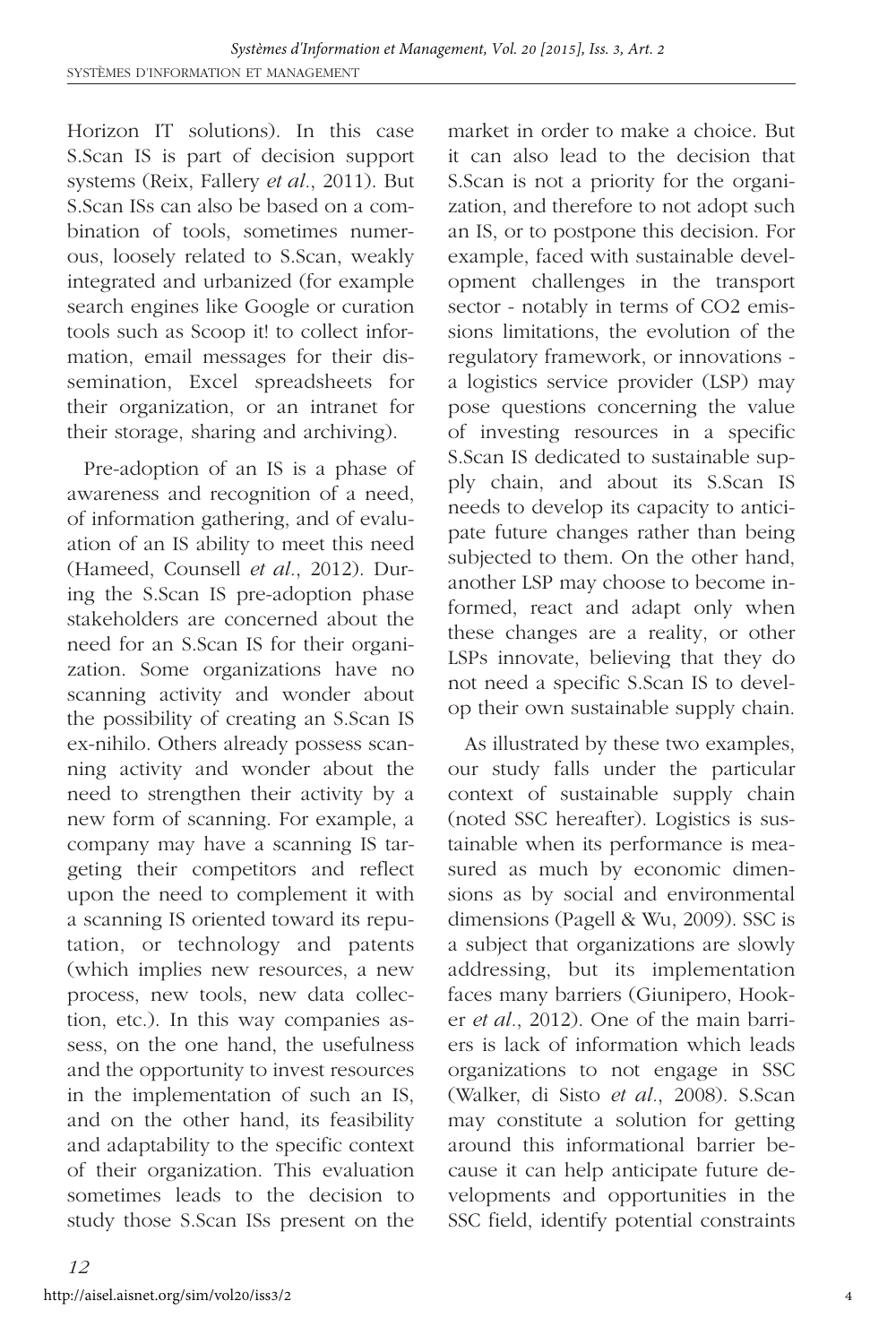Horizon IT solutions). In this case S.Scan IS is part of decision support systems (Reix, Fallery *et al*., 2011). But S.Scan ISs can also be based on a combination of tools, sometimes numerous, loosely related to S.Scan, weakly integrated and urbanized (for example search engines like Google or curation tools such as Scoop it! to collect information, email messages for their dissemination, Excel spreadsheets for their organization, or an intranet for their storage, sharing and archiving).

Pre-adoption of an IS is a phase of awareness and recognition of a need, of information gathering, and of evaluation of an IS ability to meet this need (Hameed, Counsell *et al*., 2012). During the S.Scan IS pre-adoption phase stakeholders are concerned about the need for an S.Scan IS for their organization. Some organizations have no scanning activity and wonder about the possibility of creating an S.Scan IS ex-nihilo. Others already possess scanning activity and wonder about the need to strengthen their activity by a new form of scanning. For example, a company may have a scanning IS targeting their competitors and reflect upon the need to complement it with a scanning IS oriented toward its reputation, or technology and patents (which implies new resources, a new process, new tools, new data collection, etc.). In this way companies assess, on the one hand, the usefulness and the opportunity to invest resources in the implementation of such an IS, and on the other hand, its feasibility and adaptability to the specific context of their organization. This evaluation sometimes leads to the decision to study those S.Scan ISs present on the market in order to make a choice. But it can also lead to the decision that S.Scan is not a priority for the organization, and therefore to not adopt such an IS, or to postpone this decision. For example, faced with sustainable development challenges in the transport sector - notably in terms of CO2 emissions limitations, the evolution of the regulatory framework, or innovations - a logistics service provider (LSP) may pose questions concerning the value of investing resources in a specific S.Scan IS dedicated to sustainable supply chain, and about its S.Scan IS needs to develop its capacity to anticipate future changes rather than being subjected to them. On the other hand, another LSP may choose to become informed, react and adapt only when these changes are a reality, or other LSPs innovate, believing that they do not need a specific S.Scan IS to develop their own sustainable supply chain.

As illustrated by these two examples, our study falls under the particular context of sustainable supply chain (noted SSC hereafter). Logistics is sustainable when its performance is measured as much by economic dimensions as by social and environmental dimensions (Pagell & Wu, 2009). SSC is a subject that organizations are slowly addressing, but its implementation faces many barriers (Giunipero, Hooker *et al*., 2012). One of the main barriers is lack of information which leads organizations to not engage in SSC (Walker, di Sisto *et al*., 2008). S.Scan may constitute a solution for getting around this informational barrier because it can help anticipate future developments and opportunities in the SSC field, identify potential constraints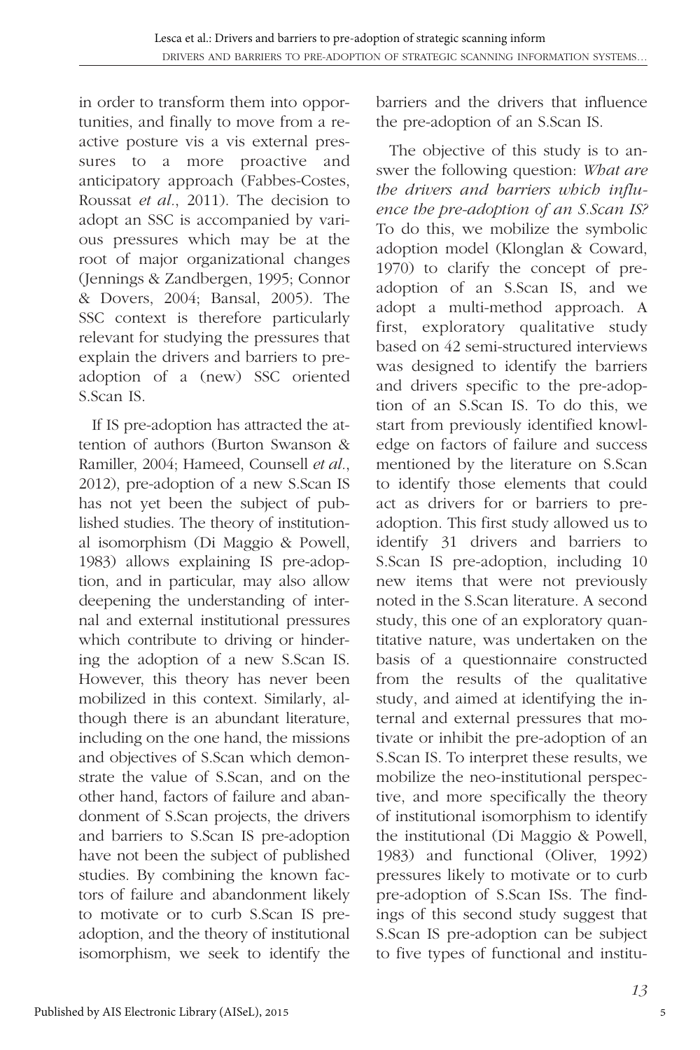in order to transform them into opportunities, and finally to move from a reactive posture vis a vis external pressures to a more proactive and anticipatory approach (Fabbes-Costes, Roussat *et al.*, 2011). The decision to adopt an SSC is accompanied by various pressures which may be at the root of major organizational changes (Jennings & Zandbergen, 1995; Connor & Dovers, 2004; Bansal, 2005). The SSC context is therefore particularly relevant for studying the pressures that explain the drivers and barriers to pre-adoption of a (new) SSC oriented S.Scan IS.

If IS pre-adoption has attracted the attention of authors (Burton Swanson & Ramiller, 2004; Hameed, Counsell *et al.*, 2012), pre-adoption of a new S.Scan IS has not yet been the subject of published studies. The theory of institutional isomorphism (Di Maggio & Powell, 1983) allows explaining IS pre-adoption, and in particular, may also allow deepening the understanding of internal and external institutional pressures which contribute to driving or hindering the adoption of a new S.Scan IS. However, this theory has never been mobilized in this context. Similarly, although there is an abundant literature, including on the one hand, the missions and objectives of S.Scan which demonstrate the value of S.Scan, and on the other hand, factors of failure and abandonment of S.Scan projects, the drivers and barriers to S.Scan IS pre-adoption have not been the subject of published studies. By combining the known factors of failure and abandonment likely to motivate or to curb S.Scan IS pre-adoption, and the theory of institutional isomorphism, we seek to identify the barriers and the drivers that influence the pre-adoption of an S.Scan IS.

The objective of this study is to answer the following question: *What are the drivers and barriers which influence the pre-adoption of an S.Scan IS?* To do this, we mobilize the symbolic adoption model (Klonglan & Coward, 1970) to clarify the concept of pre-adoption of an S.Scan IS, and we adopt a multi-method approach. A first, exploratory qualitative study based on 42 semi-structured interviews was designed to identify the barriers and drivers specific to the pre-adoption of an S.Scan IS. To do this, we start from previously identified knowledge on factors of failure and success mentioned by the literature on S.Scan to identify those elements that could act as drivers for or barriers to pre-adoption. This first study allowed us to identify 31 drivers and barriers to S.Scan IS pre-adoption, including 10 new items that were not previously noted in the S.Scan literature. A second study, this one of an exploratory quantitative nature, was undertaken on the basis of a questionnaire constructed from the results of the qualitative study, and aimed at identifying the internal and external pressures that motivate or inhibit the pre-adoption of an S.Scan IS. To interpret these results, we mobilize the neo-institutional perspective, and more specifically the theory of institutional isomorphism to identify the institutional (Di Maggio & Powell, 1983) and functional (Oliver, 1992) pressures likely to motivate or to curb pre-adoption of S.Scan ISs. The findings of this second study suggest that S.Scan IS pre-adoption can be subject to five types of functional and institu-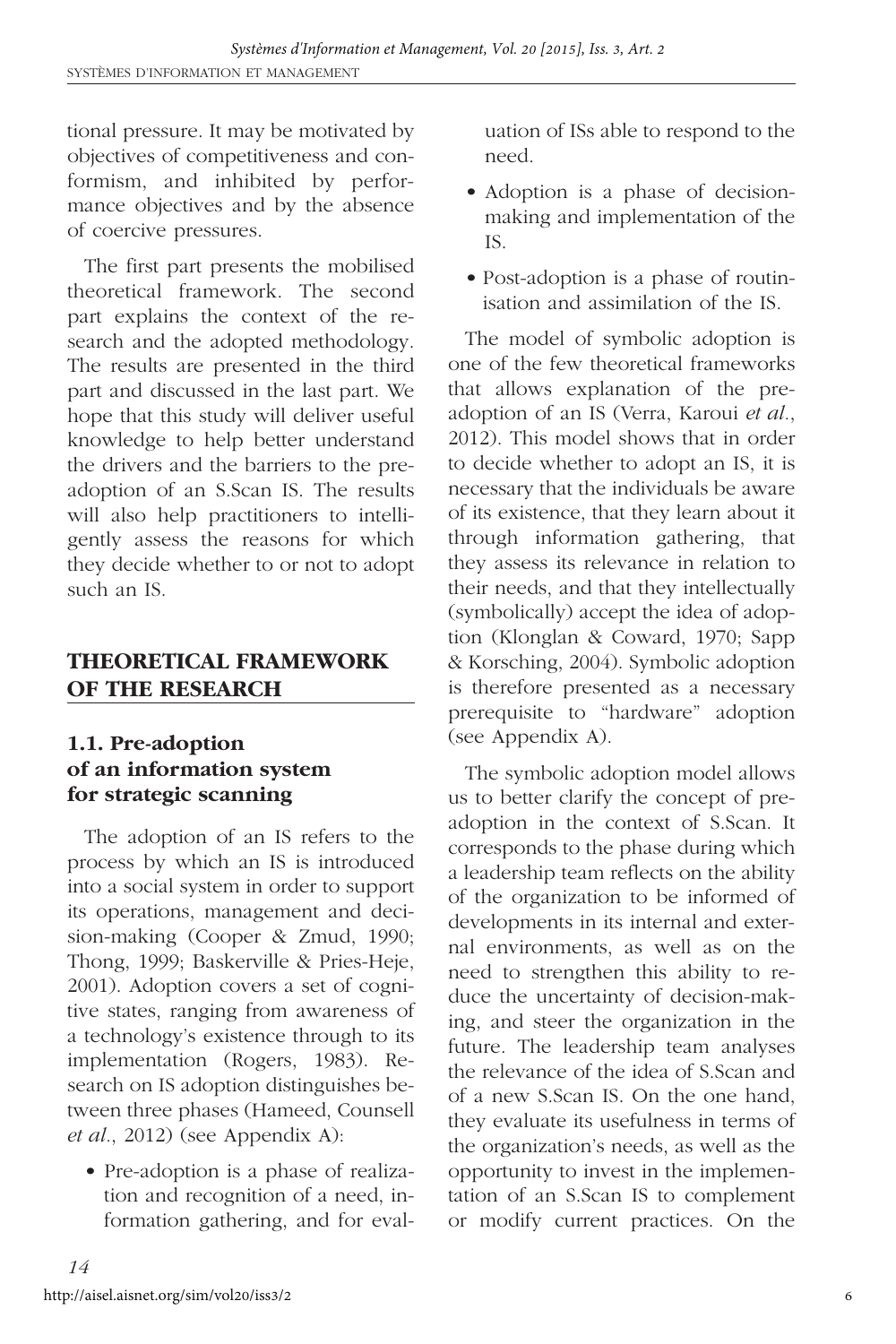tional pressure. It may be motivated by objectives of competitiveness and conformism, and inhibited by performance objectives and by the absence of coercive pressures.

The first part presents the mobilised theoretical framework. The second part explains the context of the research and the adopted methodology. The results are presented in the third part and discussed in the last part. We hope that this study will deliver useful knowledge to help better understand the drivers and the barriers to the pre-adoption of an S.Scan IS. The results will also help practitioners to intelligently assess the reasons for which they decide whether to or not to adopt such an IS.

## THEORETICAL FRAMEWORK OF THE RESEARCH

### 1.1. Pre-adoption of an information system for strategic scanning

The adoption of an IS refers to the process by which an IS is introduced into a social system in order to support its operations, management and decision-making (Cooper & Zmud, 1990; Thong, 1999; Baskerville & Pries-Heje, 2001). Adoption covers a set of cognitive states, ranging from awareness of a technology's existence through to its implementation (Rogers, 1983). Research on IS adoption distinguishes between three phases (Hameed, Counsell *et al.*, 2012) (see Appendix A):

- Pre-adoption is a phase of realization and recognition of a need, information gathering, and for evaluation of ISs able to respond to the need.
- Adoption is a phase of decision-making and implementation of the IS.
- Post-adoption is a phase of routinisation and assimilation of the IS.

The model of symbolic adoption is one of the few theoretical frameworks that allows explanation of the pre-adoption of an IS (Verra, Karoui *et al.*, 2012). This model shows that in order to decide whether to adopt an IS, it is necessary that the individuals be aware of its existence, that they learn about it through information gathering, that they assess its relevance in relation to their needs, and that they intellectually (symbolically) accept the idea of adoption (Klonglan & Coward, 1970; Sapp & Korsching, 2004). Symbolic adoption is therefore presented as a necessary prerequisite to "hardware" adoption (see Appendix A).

The symbolic adoption model allows us to better clarify the concept of pre-adoption in the context of S.Scan. It corresponds to the phase during which a leadership team reflects on the ability of the organization to be informed of developments in its internal and external environments, as well as on the need to strengthen this ability to reduce the uncertainty of decision-making, and steer the organization in the future. The leadership team analyses the relevance of the idea of S.Scan and of a new S.Scan IS. On the one hand, they evaluate its usefulness in terms of the organization's needs, as well as the opportunity to invest in the implementation of an S.Scan IS to complement or modify current practices. On the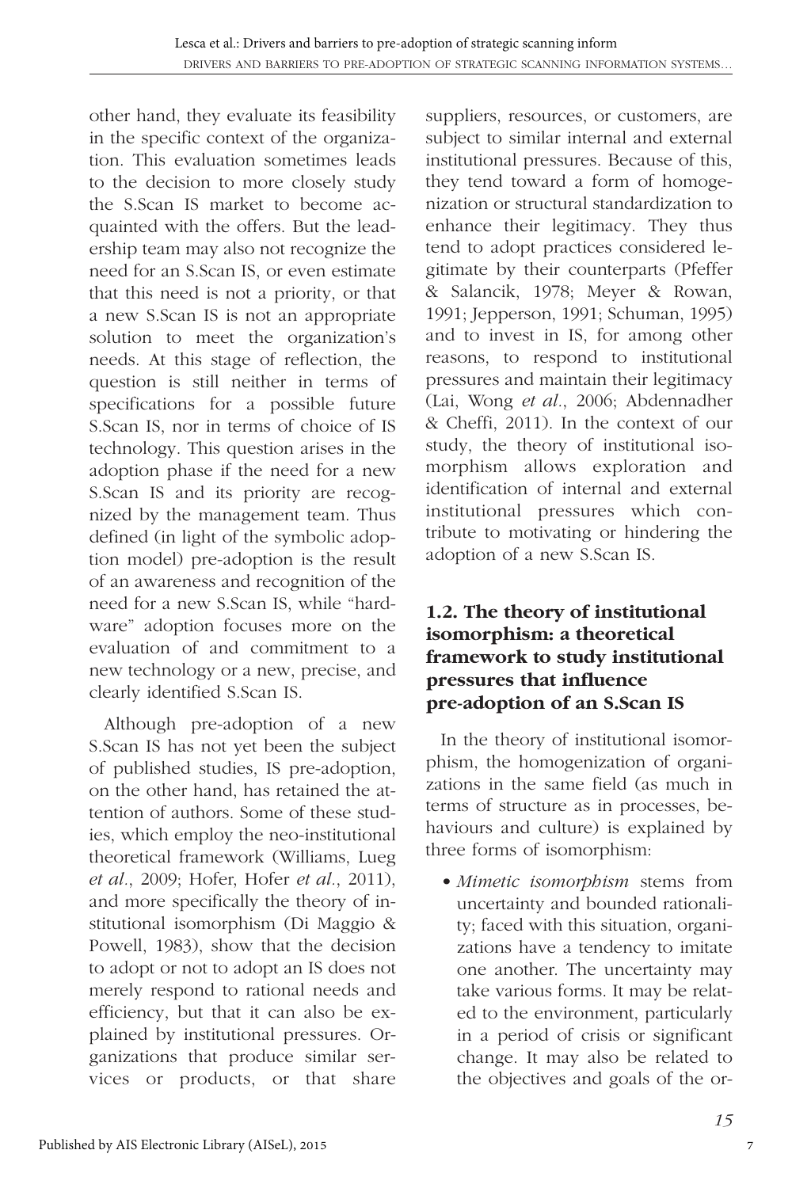other hand, they evaluate its feasibility in the specific context of the organization. This evaluation sometimes leads to the decision to more closely study the S.Scan IS market to become acquainted with the offers. But the leadership team may also not recognize the need for an S.Scan IS, or even estimate that this need is not a priority, or that a new S.Scan IS is not an appropriate solution to meet the organization's needs. At this stage of reflection, the question is still neither in terms of specifications for a possible future S.Scan IS, nor in terms of choice of IS technology. This question arises in the adoption phase if the need for a new S.Scan IS and its priority are recognized by the management team. Thus defined (in light of the symbolic adoption model) pre-adoption is the result of an awareness and recognition of the need for a new S.Scan IS, while "hardware" adoption focuses more on the evaluation of and commitment to a new technology or a new, precise, and clearly identified S.Scan IS.

Although pre-adoption of a new S.Scan IS has not yet been the subject of published studies, IS pre-adoption, on the other hand, has retained the attention of authors. Some of these studies, which employ the neo-institutional theoretical framework (Williams, Lueg *et al.*, 2009; Hofer, Hofer *et al.*, 2011), and more specifically the theory of institutional isomorphism (Di Maggio & Powell, 1983), show that the decision to adopt or not to adopt an IS does not merely respond to rational needs and efficiency, but that it can also be explained by institutional pressures. Organizations that produce similar services or products, or that share suppliers, resources, or customers, are subject to similar internal and external institutional pressures. Because of this, they tend toward a form of homogenization or structural standardization to enhance their legitimacy. They thus tend to adopt practices considered legitimate by their counterparts (Pfeffer & Salancik, 1978; Meyer & Rowan, 1991; Jepperson, 1991; Schuman, 1995) and to invest in IS, for among other reasons, to respond to institutional pressures and maintain their legitimacy (Lai, Wong *et al.*, 2006; Abdennadher & Cheffi, 2011). In the context of our study, the theory of institutional isomorphism allows exploration and identification of internal and external institutional pressures which contribute to motivating or hindering the adoption of a new S.Scan IS.

### 1.2. The theory of institutional isomorphism: a theoretical framework to study institutional pressures that influence pre-adoption of an S.Scan IS

In the theory of institutional isomorphism, the homogenization of organizations in the same field (as much in terms of structure as in processes, behaviours and culture) is explained by three forms of isomorphism:

- *Mimetic isomorphism* stems from uncertainty and bounded rationality; faced with this situation, organizations have a tendency to imitate one another. The uncertainty may take various forms. It may be related to the environment, particularly in a period of crisis or significant change. It may also be related to the objectives and goals of the or-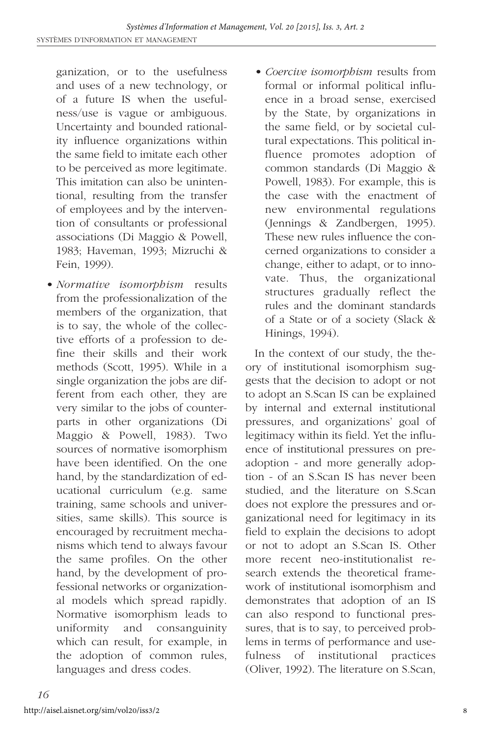ganization, or to the usefulness and uses of a new technology, or of a future IS when the usefulness/use is vague or ambiguous. Uncertainty and bounded rationality influence organizations within the same field to imitate each other to be perceived as more legitimate. This imitation can also be unintentional, resulting from the transfer of employees and by the intervention of consultants or professional associations (Di Maggio & Powell, 1983; Haveman, 1993; Mizruchi & Fein, 1999).

- *Normative isomorphism* results from the professionalization of the members of the organization, that is to say, the whole of the collective efforts of a profession to define their skills and their work methods (Scott, 1995). While in a single organization the jobs are different from each other, they are very similar to the jobs of counterparts in other organizations (Di Maggio & Powell, 1983). Two sources of normative isomorphism have been identified. On the one hand, by the standardization of educational curriculum (e.g. same training, same schools and universities, same skills). This source is encouraged by recruitment mechanisms which tend to always favour the same profiles. On the other hand, by the development of professional networks or organizational models which spread rapidly. Normative isomorphism leads to uniformity and consanguinity which can result, for example, in the adoption of common rules, languages and dress codes.
- *Coercive isomorphism* results from formal or informal political influence in a broad sense, exercised by the State, by organizations in the same field, or by societal cultural expectations. This political influence promotes adoption of common standards (Di Maggio & Powell, 1983). For example, this is the case with the enactment of new environmental regulations (Jennings & Zandbergen, 1995). These new rules influence the concerned organizations to consider a change, either to adapt, or to innovate. Thus, the organizational structures gradually reflect the rules and the dominant standards of a State or of a society (Slack & Hinings, 1994).

In the context of our study, the theory of institutional isomorphism suggests that the decision to adopt or not to adopt an S.Scan IS can be explained by internal and external institutional pressures, and organizations' goal of legitimacy within its field. Yet the influence of institutional pressures on pre-adoption - and more generally adoption - of an S.Scan IS has never been studied, and the literature on S.Scan does not explore the pressures and organizational need for legitimacy in its field to explain the decisions to adopt or not to adopt an S.Scan IS. Other more recent neo-institutionalist research extends the theoretical framework of institutional isomorphism and demonstrates that adoption of an IS can also respond to functional pressures, that is to say, to perceived problems in terms of performance and usefulness of institutional practices (Oliver, 1992). The literature on S.Scan,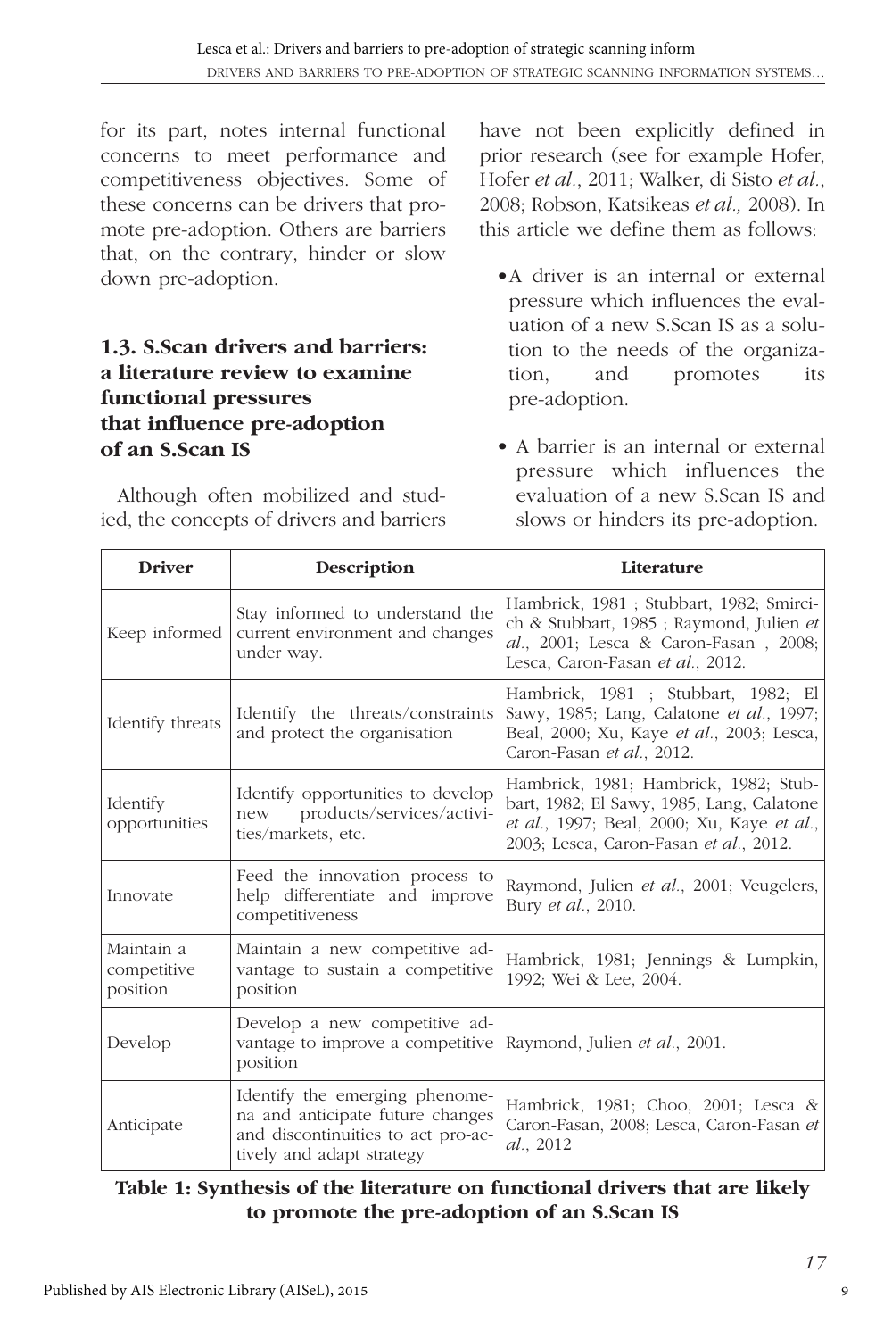for its part, notes internal functional concerns to meet performance and competitiveness objectives. Some of these concerns can be drivers that promote pre-adoption. Others are barriers that, on the contrary, hinder or slow down pre-adoption.

### 1.3. S.Scan drivers and barriers: a literature review to examine functional pressures that influence pre-adoption of an S.Scan IS

Although often mobilized and studied, the concepts of drivers and barriers have not been explicitly defined in prior research (see for example Hofer, Hofer *et al*., 2011; Walker, di Sisto *et al*., 2008; Robson, Katsikeas *et al.,* 2008). In this article we define them as follows:

- A driver is an internal or external pressure which influences the evaluation of a new S.Scan IS as a solution to the needs of the organization, and promotes its pre-adoption.
- A barrier is an internal or external pressure which influences the evaluation of a new S.Scan IS and slows or hinders its pre-adoption.

| Driver | Description | Literature |
|---|---|---|
| Keep informed | Stay informed to understand the current environment and changes under way. | Hambrick, 1981 ; Stubbart, 1982; Smircich & Stubbart, 1985 ; Raymond, Julien *et al*., 2001; Lesca & Caron-Fasan , 2008; Lesca, Caron-Fasan *et al*., 2012. |
| Identify threats | Identify the threats/constraints and protect the organisation | Hambrick, 1981 ; Stubbart, 1982; El Sawy, 1985; Lang, Calatone *et al*., 1997; Beal, 2000; Xu, Kaye *et al*., 2003; Lesca, Caron-Fasan *et al*., 2012. |
| Identify opportunities | Identify opportunities to develop new products/services/activities/markets, etc. | Hambrick, 1981; Hambrick, 1982; Stubbart, 1982; El Sawy, 1985; Lang, Calatone *et al*., 1997; Beal, 2000; Xu, Kaye *et al*., 2003; Lesca, Caron-Fasan *et al*., 2012. |
| Innovate | Feed the innovation process to help differentiate and improve competitiveness | Raymond, Julien *et al*., 2001; Veugelers, Bury *et al*., 2010. |
| Maintain a competitive position | Maintain a new competitive advantage to sustain a competitive position | Hambrick, 1981; Jennings & Lumpkin, 1992; Wei & Lee, 2004. |
| Develop | Develop a new competitive advantage to improve a competitive position | Raymond, Julien *et al*., 2001. |
| Anticipate | Identify the emerging phenomena and anticipate future changes and discontinuities to act pro-actively and adapt strategy | Hambrick, 1981; Choo, 2001; Lesca & Caron-Fasan, 2008; Lesca, Caron-Fasan *et al*., 2012 |

**Table 1: Synthesis of the literature on functional drivers that are likely to promote the pre-adoption of an S.Scan IS**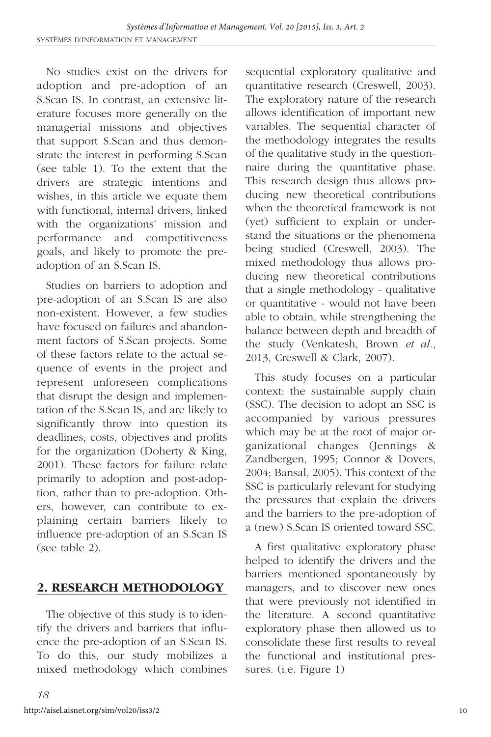No studies exist on the drivers for adoption and pre-adoption of an S.Scan IS. In contrast, an extensive literature focuses more generally on the managerial missions and objectives that support S.Scan and thus demonstrate the interest in performing S.Scan (see table 1). To the extent that the drivers are strategic intentions and wishes, in this article we equate them with functional, internal drivers, linked with the organizations' mission and performance and competitiveness goals, and likely to promote the pre-adoption of an S.Scan IS.

Studies on barriers to adoption and pre-adoption of an S.Scan IS are also non-existent. However, a few studies have focused on failures and abandonment factors of S.Scan projects. Some of these factors relate to the actual sequence of events in the project and represent unforeseen complications that disrupt the design and implementation of the S.Scan IS, and are likely to significantly throw into question its deadlines, costs, objectives and profits for the organization (Doherty & King, 2001). These factors for failure relate primarily to adoption and post-adoption, rather than to pre-adoption. Others, however, can contribute to explaining certain barriers likely to influence pre-adoption of an S.Scan IS (see table 2).

## 2. RESEARCH METHODOLOGY

The objective of this study is to identify the drivers and barriers that influence the pre-adoption of an S.Scan IS. To do this, our study mobilizes a mixed methodology which combines sequential exploratory qualitative and quantitative research (Creswell, 2003). The exploratory nature of the research allows identification of important new variables. The sequential character of the methodology integrates the results of the qualitative study in the questionnaire during the quantitative phase. This research design thus allows producing new theoretical contributions when the theoretical framework is not (yet) sufficient to explain or understand the situations or the phenomena being studied (Creswell, 2003). The mixed methodology thus allows producing new theoretical contributions that a single methodology - qualitative or quantitative - would not have been able to obtain, while strengthening the balance between depth and breadth of the study (Venkatesh, Brown *et al.*, 2013, Creswell & Clark, 2007).

This study focuses on a particular context: the sustainable supply chain (SSC). The decision to adopt an SSC is accompanied by various pressures which may be at the root of major organizational changes (Jennings & Zandbergen, 1995; Connor & Dovers, 2004; Bansal, 2005). This context of the SSC is particularly relevant for studying the pressures that explain the drivers and the barriers to the pre-adoption of a (new) S.Scan IS oriented toward SSC.

A first qualitative exploratory phase helped to identify the drivers and the barriers mentioned spontaneously by managers, and to discover new ones that were previously not identified in the literature. A second quantitative exploratory phase then allowed us to consolidate these first results to reveal the functional and institutional pressures. (i.e. Figure 1)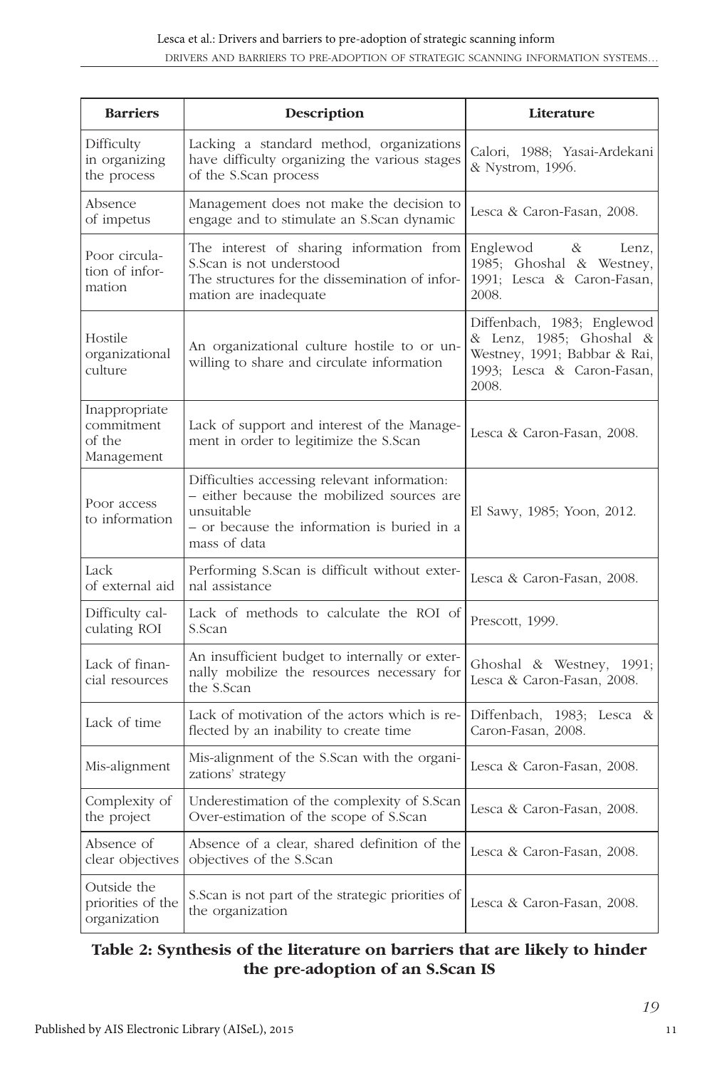| Barriers | Description | Literature |
|---|---|---|
| Difficulty in organizing the process | Lacking a standard method, organizations have difficulty organizing the various stages of the S.Scan process | Calori, 1988; Yasai-Ardekani & Nystrom, 1996. |
| Absence of impetus | Management does not make the decision to engage and to stimulate an S.Scan dynamic | Lesca & Caron-Fasan, 2008. |
| Poor circulation of information | The interest of sharing information from S.Scan is not understood<br>The structures for the dissemination of information are inadequate | Englewod & Lenz, 1985; Ghoshal & Westney, 1991; Lesca & Caron-Fasan, 2008. |
| Hostile organizational culture | An organizational culture hostile to or unwilling to share and circulate information | Diffenbach, 1983; Englewod & Lenz, 1985; Ghoshal & Westney, 1991; Babbar & Rai, 1993; Lesca & Caron-Fasan, 2008. |
| Inappropriate commitment of the Management | Lack of support and interest of the Management in order to legitimize the S.Scan | Lesca & Caron-Fasan, 2008. |
| Poor access to information | Difficulties accessing relevant information:<br>– either because the mobilized sources are unsuitable<br>– or because the information is buried in a mass of data | El Sawy, 1985; Yoon, 2012. |
| Lack of external aid | Performing S.Scan is difficult without external assistance | Lesca & Caron-Fasan, 2008. |
| Difficulty calculating ROI | Lack of methods to calculate the ROI of S.Scan | Prescott, 1999. |
| Lack of financial resources | An insufficient budget to internally or externally mobilize the resources necessary for the S.Scan | Ghoshal & Westney, 1991; Lesca & Caron-Fasan, 2008. |
| Lack of time | Lack of motivation of the actors which is reflected by an inability to create time | Diffenbach, 1983; Lesca & Caron-Fasan, 2008. |
| Mis-alignment | Mis-alignment of the S.Scan with the organizations' strategy | Lesca & Caron-Fasan, 2008. |
| Complexity of the project | Underestimation of the complexity of S.Scan<br>Over-estimation of the scope of S.Scan | Lesca & Caron-Fasan, 2008. |
| Absence of clear objectives | Absence of a clear, shared definition of the objectives of the S.Scan | Lesca & Caron-Fasan, 2008. |
| Outside the priorities of the organization | S.Scan is not part of the strategic priorities of the organization | Lesca & Caron-Fasan, 2008. |

**Table 2: Synthesis of the literature on barriers that are likely to hinder the pre-adoption of an S.Scan IS**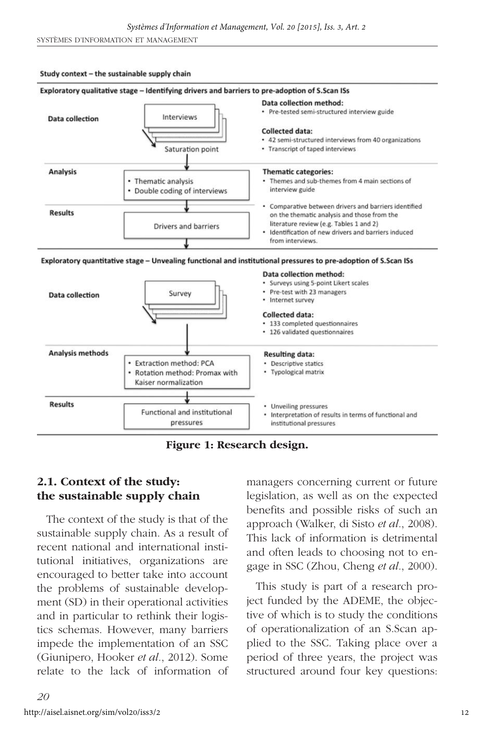**Study context – the sustainable supply chain**

**Exploratory qualitative stage – Identifying drivers and barriers to pre-adoption of S.Scan ISs**

| | | |
|---|---|---|
| **Data collection** | Interviews → Saturation point | **Data collection method:** • Pre-tested semi-structured interview guide **Collected data:** • 42 semi-structured interviews from 40 organizations • Transcript of taped interviews |
| **Analysis** | • Thematic analysis • Double coding of interviews | **Thematic categories:** • Themes and sub-themes from 4 main sections of interview guide |
| **Results** | Drivers and barriers | • Comparative between drivers and barriers identified on the thematic analysis and those from the literature review (e.g. Tables 1 and 2) • Identification of new drivers and barriers induced from interviews. |

**Exploratory quantitative stage – Unvealing functional and institutional pressures to pre-adoption of S.Scan ISs**

| | | |
|---|---|---|
| **Data collection** | Survey | **Data collection method:** • Surveys using 5-point Likert scales • Pre-test with 23 managers • Internet survey **Collected data:** • 133 completed questionnaires • 126 validated questionnaires |
| **Analysis methods** | • Extraction method: PCA • Rotation method: Promax with Kaiser normalization | **Resulting data:** • Descriptive statics • Typological matrix |
| **Results** | Functional and institutional pressures | • Unveiling pressures • Interpretation of results in terms of functional and institutional pressures |

**Figure 1: Research design.**

## 2.1. Context of the study: the sustainable supply chain

The context of the study is that of the sustainable supply chain. As a result of recent national and international institutional initiatives, organizations are encouraged to better take into account the problems of sustainable development (SD) in their operational activities and in particular to rethink their logistics schemas. However, many barriers impede the implementation of an SSC (Giunipero, Hooker *et al.*, 2012). Some relate to the lack of information of managers concerning current or future legislation, as well as on the expected benefits and possible risks of such an approach (Walker, di Sisto *et al.*, 2008). This lack of information is detrimental and often leads to choosing not to engage in SSC (Zhou, Cheng *et al.*, 2000).

This study is part of a research project funded by the ADEME, the objective of which is to study the conditions of operationalization of an S.Scan applied to the SSC. Taking place over a period of three years, the project was structured around four key questions: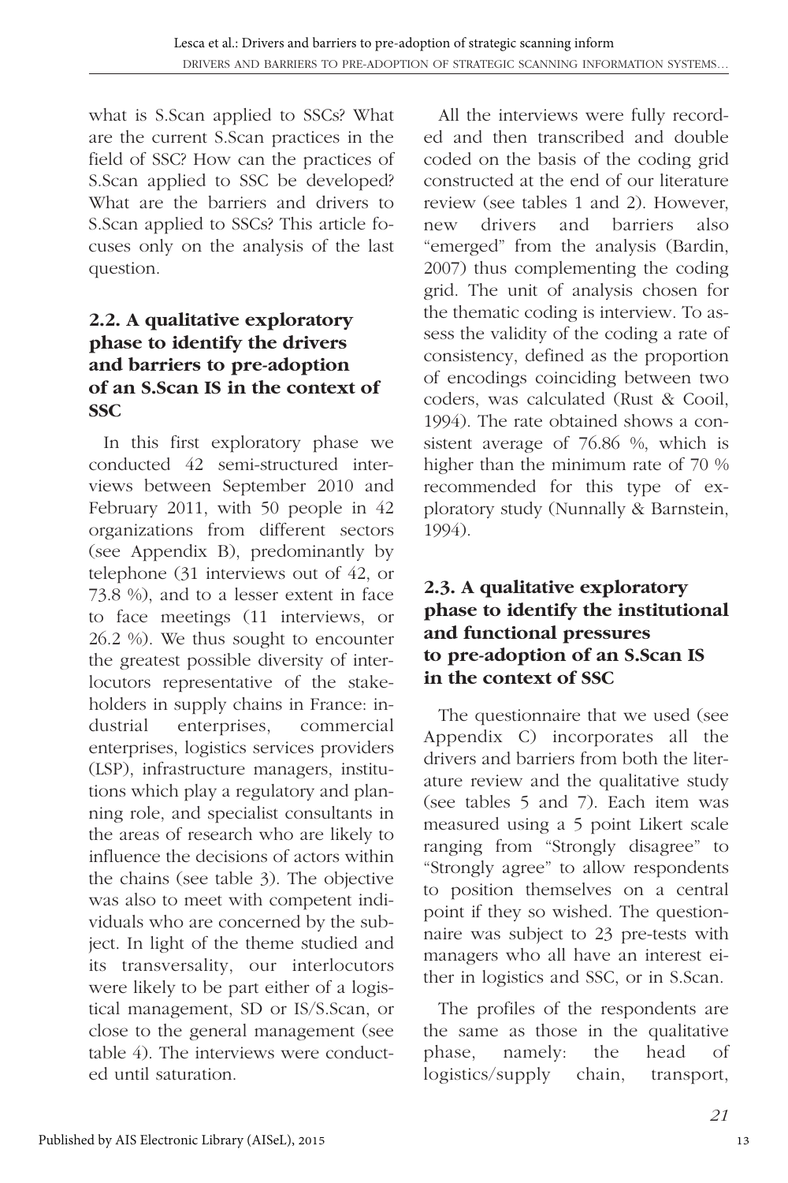what is S.Scan applied to SSCs? What are the current S.Scan practices in the field of SSC? How can the practices of S.Scan applied to SSC be developed? What are the barriers and drivers to S.Scan applied to SSCs? This article focuses only on the analysis of the last question.

### 2.2. A qualitative exploratory phase to identify the drivers and barriers to pre-adoption of an S.Scan IS in the context of SSC

In this first exploratory phase we conducted 42 semi-structured interviews between September 2010 and February 2011, with 50 people in 42 organizations from different sectors (see Appendix B), predominantly by telephone (31 interviews out of 42, or 73.8 %), and to a lesser extent in face to face meetings (11 interviews, or 26.2 %). We thus sought to encounter the greatest possible diversity of interlocutors representative of the stakeholders in supply chains in France: industrial enterprises, commercial enterprises, logistics services providers (LSP), infrastructure managers, institutions which play a regulatory and planning role, and specialist consultants in the areas of research who are likely to influence the decisions of actors within the chains (see table 3). The objective was also to meet with competent individuals who are concerned by the subject. In light of the theme studied and its transversality, our interlocutors were likely to be part either of a logistical management, SD or IS/S.Scan, or close to the general management (see table 4). The interviews were conducted until saturation.

All the interviews were fully recorded and then transcribed and double coded on the basis of the coding grid constructed at the end of our literature review (see tables 1 and 2). However, new drivers and barriers also "emerged" from the analysis (Bardin, 2007) thus complementing the coding grid. The unit of analysis chosen for the thematic coding is interview. To assess the validity of the coding a rate of consistency, defined as the proportion of encodings coinciding between two coders, was calculated (Rust & Cooil, 1994). The rate obtained shows a consistent average of 76.86 %, which is higher than the minimum rate of 70 % recommended for this type of exploratory study (Nunnally & Barnstein, 1994).

### 2.3. A qualitative exploratory phase to identify the institutional and functional pressures to pre-adoption of an S.Scan IS in the context of SSC

The questionnaire that we used (see Appendix C) incorporates all the drivers and barriers from both the literature review and the qualitative study (see tables 5 and 7). Each item was measured using a 5 point Likert scale ranging from "Strongly disagree" to "Strongly agree" to allow respondents to position themselves on a central point if they so wished. The questionnaire was subject to 23 pre-tests with managers who all have an interest either in logistics and SSC, or in S.Scan.

The profiles of the respondents are the same as those in the qualitative phase, namely: the head of logistics/supply chain, transport,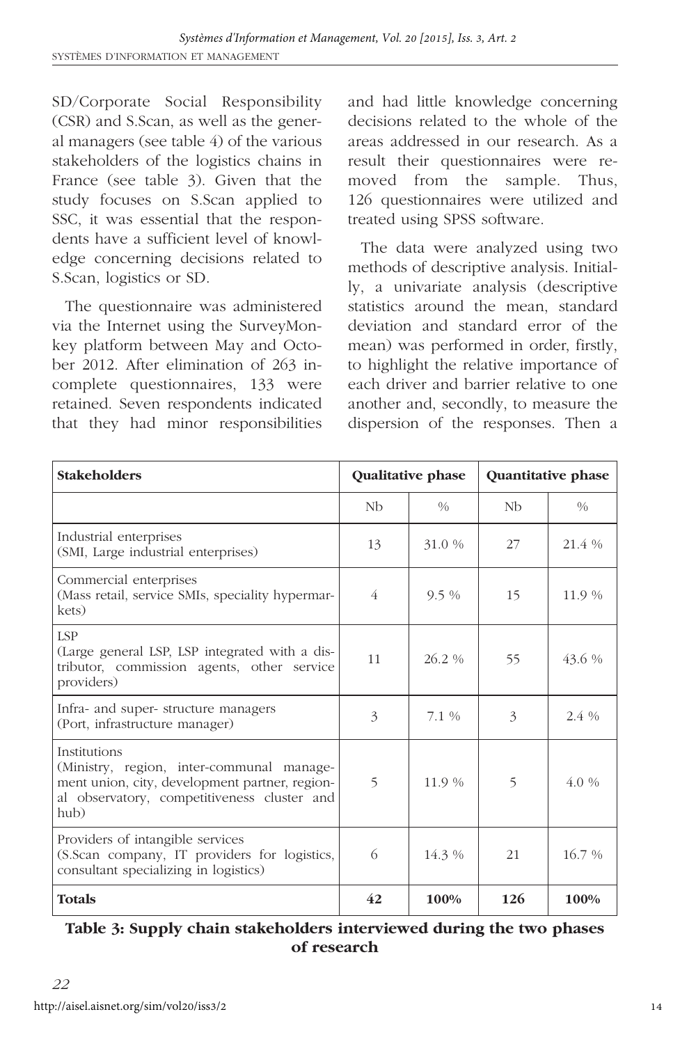SD/Corporate Social Responsibility (CSR) and S.Scan, as well as the general managers (see table 4) of the various stakeholders of the logistics chains in France (see table 3). Given that the study focuses on S.Scan applied to SSC, it was essential that the respondents have a sufficient level of knowledge concerning decisions related to S.Scan, logistics or SD.

The questionnaire was administered via the Internet using the SurveyMonkey platform between May and October 2012. After elimination of 263 incomplete questionnaires, 133 were retained. Seven respondents indicated that they had minor responsibilities and had little knowledge concerning decisions related to the whole of the areas addressed in our research. As a result their questionnaires were removed from the sample. Thus, 126 questionnaires were utilized and treated using SPSS software.

The data were analyzed using two methods of descriptive analysis. Initially, a univariate analysis (descriptive statistics around the mean, standard deviation and standard error of the mean) was performed in order, firstly, to highlight the relative importance of each driver and barrier relative to one another and, secondly, to measure the dispersion of the responses. Then a

| **Stakeholders** | **Qualitative phase** | | **Quantitative phase** | |
|---|---|---|---|---|
| | Nb | % | Nb | % |
| Industrial enterprises (SMI, Large industrial enterprises) | 13 | 31.0 % | 27 | 21.4 % |
| Commercial enterprises (Mass retail, service SMIs, speciality hypermarkets) | 4 | 9.5 % | 15 | 11.9 % |
| LSP (Large general LSP, LSP integrated with a distributor, commission agents, other service providers) | 11 | 26.2 % | 55 | 43.6 % |
| Infra- and super- structure managers (Port, infrastructure manager) | 3 | 7.1 % | 3 | 2.4 % |
| Institutions (Ministry, region, inter-communal management union, city, development partner, regional observatory, competitiveness cluster and hub) | 5 | 11.9 % | 5 | 4.0 % |
| Providers of intangible services (S.Scan company, IT providers for logistics, consultant specializing in logistics) | 6 | 14.3 % | 21 | 16.7 % |
| **Totals** | **42** | **100%** | **126** | **100%** |

**Table 3: Supply chain stakeholders interviewed during the two phases of research**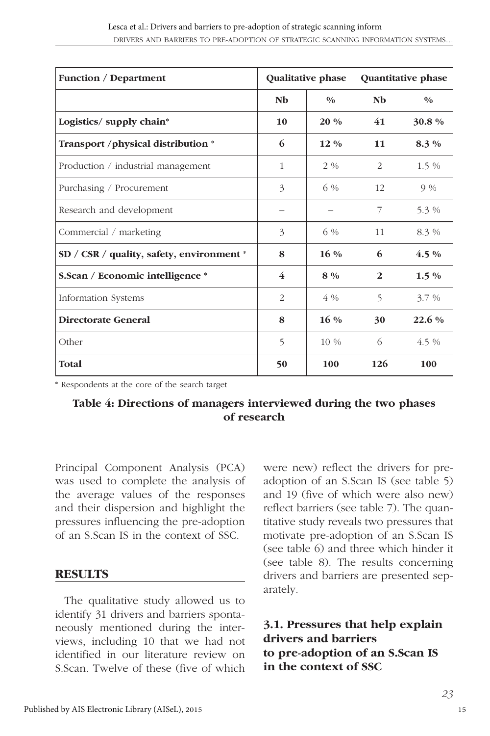| **Function / Department** | **Qualitative phase** | | **Quantitative phase** | |
|---|---|---|---|---|
| | **Nb** | **%** | **Nb** | **%** |
| **Logistics/ supply chain*** | **10** | **20 %** | **41** | **30.8 %** |
| **Transport /physical distribution *** | **6** | **12 %** | **11** | **8.3 %** |
| Production / industrial management | 1 | 2 % | 2 | 1.5 % |
| Purchasing / Procurement | 3 | 6 % | 12 | 9 % |
| Research and development | – | – | 7 | 5.3 % |
| Commercial / marketing | 3 | 6 % | 11 | 8.3 % |
| **SD / CSR / quality, safety, environment *** | **8** | **16 %** | **6** | **4.5 %** |
| **S.Scan / Economic intelligence *** | **4** | **8 %** | **2** | **1.5 %** |
| Information Systems | 2 | 4 % | 5 | 3.7 % |
| **Directorate General** | **8** | **16 %** | **30** | **22.6 %** |
| Other | 5 | 10 % | 6 | 4.5 % |
| **Total** | **50** | **100** | **126** | **100** |

* Respondents at the core of the search target

**Table 4: Directions of managers interviewed during the two phases of research**

Principal Component Analysis (PCA) was used to complete the analysis of the average values of the responses and their dispersion and highlight the pressures influencing the pre-adoption of an S.Scan IS in the context of SSC.

## RESULTS

The qualitative study allowed us to identify 31 drivers and barriers spontaneously mentioned during the interviews, including 10 that we had not identified in our literature review on S.Scan. Twelve of these (five of which were new) reflect the drivers for pre-adoption of an S.Scan IS (see table 5) and 19 (five of which were also new) reflect barriers (see table 7). The quantitative study reveals two pressures that motivate pre-adoption of an S.Scan IS (see table 6) and three which hinder it (see table 8). The results concerning drivers and barriers are presented separately.

### 3.1. Pressures that help explain drivers and barriers to pre-adoption of an S.Scan IS in the context of SSC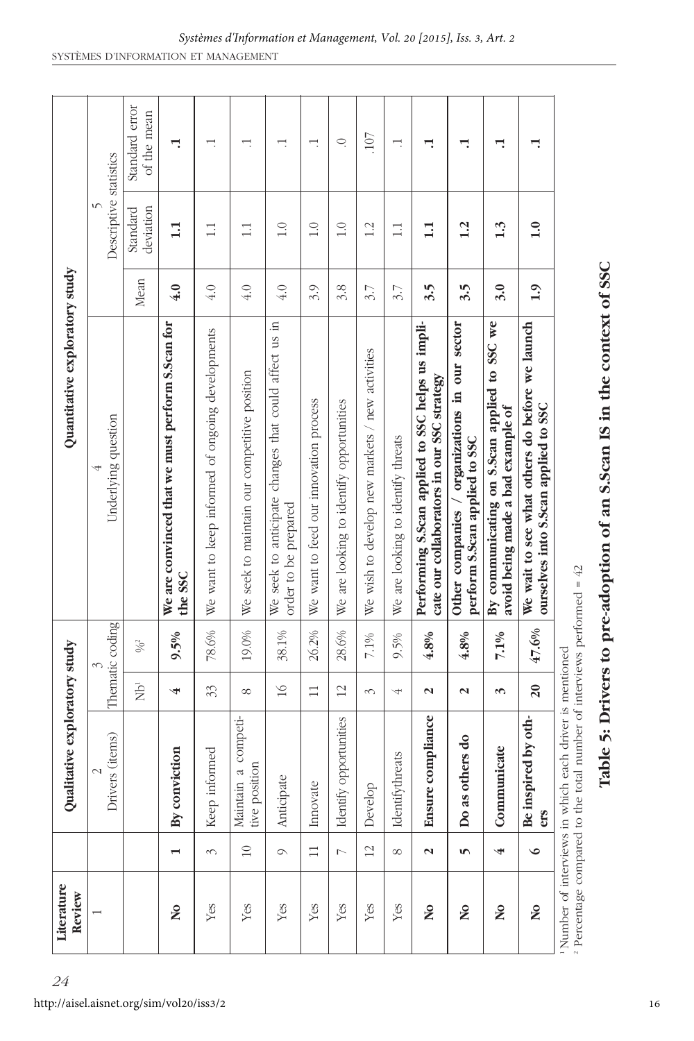| Literature Review | Qualitative exploratory study | | | | Quantitative exploratory study | | | |
|---|---|---|---|---|---|---|---|---|
| 1 | | 2 Drivers (items) | 3 Thematic coding | | 4 Underlying question | 5 Descriptive statistics | | |
| | | | Nb[1] | %[2] | | Mean | Standard deviation | Standard error of the mean |
| **No** | **1** | **By conviction** | **4** | **9.5%** | **We are convinced that we must perform S.Scan for the SSC** | **4.0** | **1.1** | **.1** |
| Yes | 3 | Keep informed | 33 | 78.6% | We want to keep informed of ongoing developments | 4.0 | 1.1 | .1 |
| Yes | 10 | Maintain a competitive position | 8 | 19.0% | We seek to maintain our competitive position | 4.0 | 1.1 | .1 |
| Yes | 9 | Anticipate | 16 | 38.1% | We seek to anticipate changes that could affect us in order to be prepared | 4.0 | 1.0 | .1 |
| Yes | 11 | Innovate | 11 | 26.2% | We want to feed our innovation process | 3.9 | 1.0 | .1 |
| Yes | 7 | Identify opportunities | 12 | 28.6% | We are looking to identify opportunities | 3.8 | 1.0 | .0 |
| Yes | 12 | Develop | 3 | 7.1% | We wish to develop new markets / new activities | 3.7 | 1.2 | .107 |
| Yes | 8 | Identifythreats | 4 | 9.5% | We are looking to identify threats | 3.7 | 1.1 | .1 |
| **No** | **2** | **Ensure compliance** | **2** | **4.8%** | **Performing S.Scan applied to SSC helps us implicate our collaborators in our SSC strategy** | **3.5** | **1.1** | **.1** |
| **No** | **5** | **Do as others do** | **2** | **4.8%** | **Other companies / organizations in our sector perform S.Scan applied to SSC** | **3.5** | **1.2** | **.1** |
| **No** | **4** | **Communicate** | **3** | **7.1%** | **By communicating on S.Scan applied to SSC we avoid being made a bad example of** | **3.0** | **1.3** | **.1** |
| **No** | **6** | **Be inspired by others** | **20** | **47.6%** | **We wait to see what others do before we launch ourselves into S.Scan applied to SSC** | **1.9** | **1.0** | **.1** |

[1] Number of interviews in which each driver is mentioned
[2] Percentage compared to the total number of interviews performed = 42

**Table 5: Drivers to pre-adoption of an S.Scan IS in the context of SSC**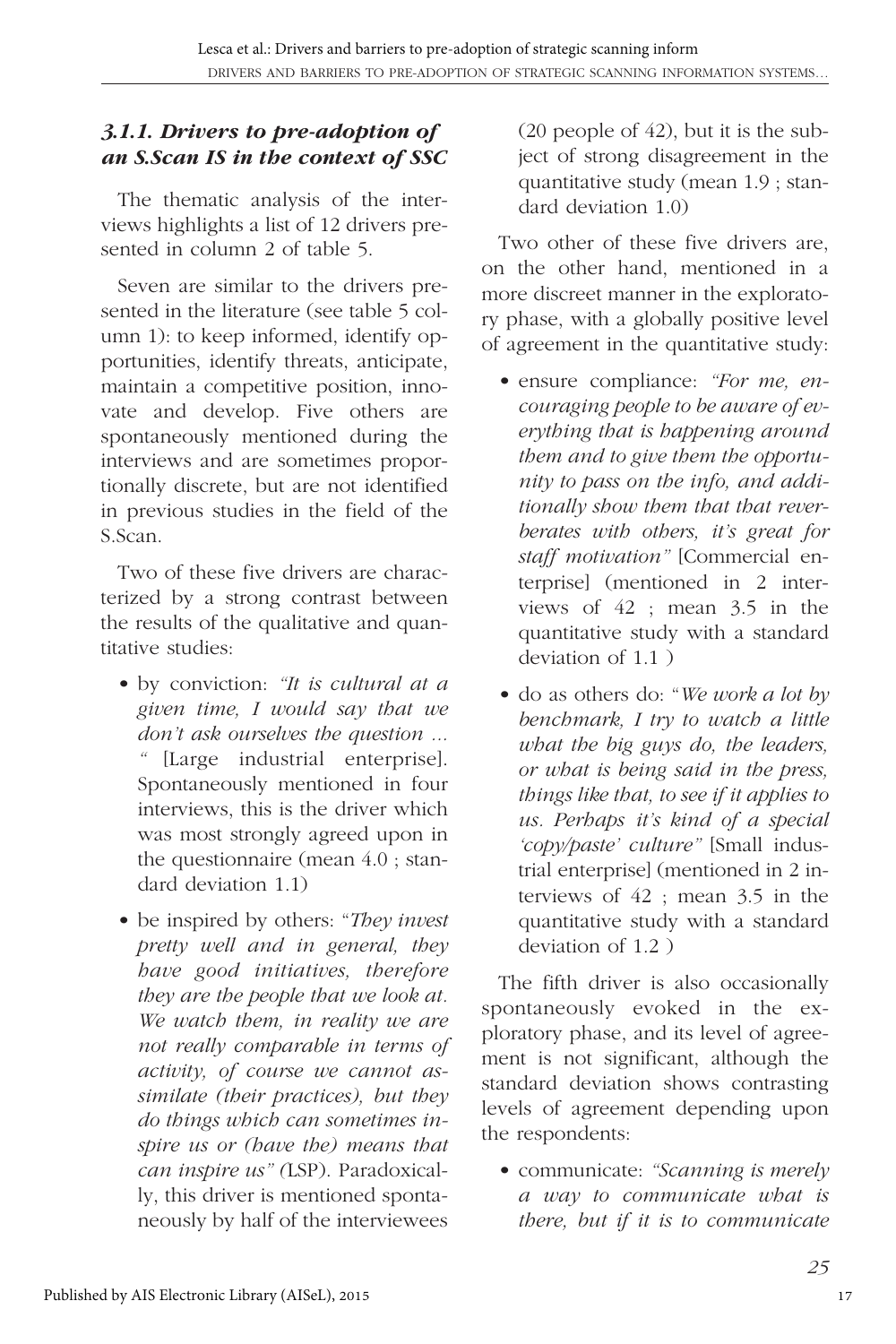### *3.1.1. Drivers to pre-adoption of an S.Scan IS in the context of SSC*

The thematic analysis of the interviews highlights a list of 12 drivers presented in column 2 of table 5.

Seven are similar to the drivers presented in the literature (see table 5 column 1): to keep informed, identify opportunities, identify threats, anticipate, maintain a competitive position, innovate and develop. Five others are spontaneously mentioned during the interviews and are sometimes proportionally discrete, but are not identified in previous studies in the field of the S.Scan.

Two of these five drivers are characterized by a strong contrast between the results of the qualitative and quantitative studies:

- by conviction: *"It is cultural at a given time, I would say that we don't ask ourselves the question … "* [Large industrial enterprise]. Spontaneously mentioned in four interviews, this is the driver which was most strongly agreed upon in the questionnaire (mean 4.0 ; standard deviation 1.1)
- be inspired by others: "*They invest pretty well and in general, they have good initiatives, therefore they are the people that we look at. We watch them, in reality we are not really comparable in terms of activity, of course we cannot assimilate (their practices), but they do things which can sometimes inspire us or (have the) means that can inspire us" (*LSP). Paradoxically, this driver is mentioned spontaneously by half of the interviewees (20 people of 42), but it is the subject of strong disagreement in the quantitative study (mean 1.9 ; standard deviation 1.0)

Two other of these five drivers are, on the other hand, mentioned in a more discreet manner in the exploratory phase, with a globally positive level of agreement in the quantitative study:

- ensure compliance: *"For me, encouraging people to be aware of everything that is happening around them and to give them the opportunity to pass on the info, and additionally show them that that reverberates with others, it's great for staff motivation"* [Commercial enterprise] (mentioned in 2 interviews of 42 ; mean 3.5 in the quantitative study with a standard deviation of 1.1 )
- do as others do: "*We work a lot by benchmark, I try to watch a little what the big guys do, the leaders, or what is being said in the press, things like that, to see if it applies to us. Perhaps it's kind of a special 'copy/paste' culture"* [Small industrial enterprise] (mentioned in 2 interviews of 42 ; mean 3.5 in the quantitative study with a standard deviation of 1.2 )

The fifth driver is also occasionally spontaneously evoked in the exploratory phase, and its level of agreement is not significant, although the standard deviation shows contrasting levels of agreement depending upon the respondents:

- communicate: *"Scanning is merely a way to communicate what is there, but if it is to communicate*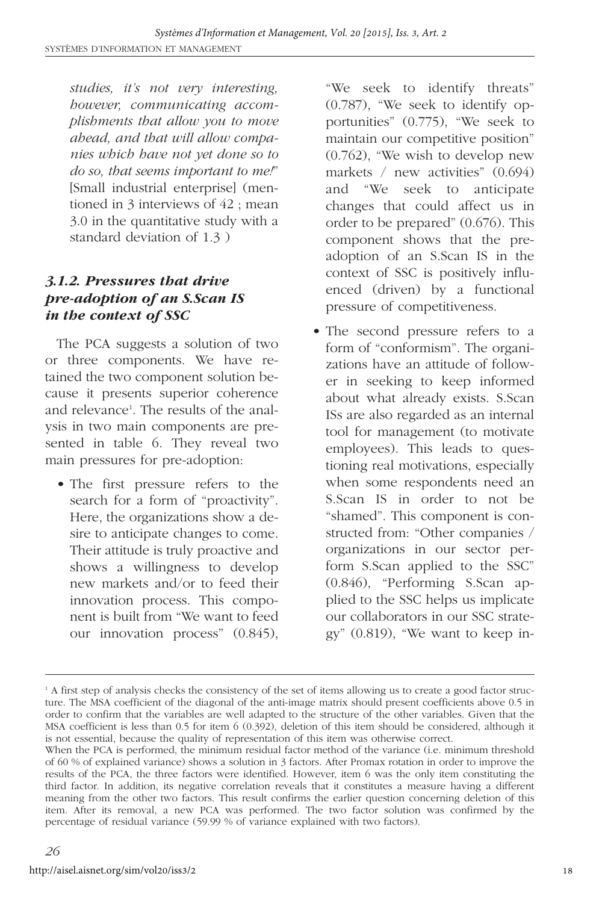*studies, it's not very interesting, however, communicating accomplishments that allow you to move ahead, and that will allow companies which have not yet done so to do so, that seems important to me!*" [Small industrial enterprise] (mentioned in 3 interviews of 42 ; mean 3.0 in the quantitative study with a standard deviation of 1.3 )

### *3.1.2. Pressures that drive pre-adoption of an S.Scan IS in the context of SSC*

The PCA suggests a solution of two or three components. We have retained the two component solution because it presents superior coherence and relevance[1]. The results of the analysis in two main components are presented in table 6. They reveal two main pressures for pre-adoption:

- The first pressure refers to the search for a form of "proactivity". Here, the organizations show a desire to anticipate changes to come. Their attitude is truly proactive and shows a willingness to develop new markets and/or to feed their innovation process. This component is built from "We want to feed our innovation process" (0.845), "We seek to identify threats" (0.787), "We seek to identify opportunities" (0.775), "We seek to maintain our competitive position" (0.762), "We wish to develop new markets / new activities" (0.694) and "We seek to anticipate changes that could affect us in order to be prepared" (0.676). This component shows that the pre-adoption of an S.Scan IS in the context of SSC is positively influenced (driven) by a functional pressure of competitiveness.
- The second pressure refers to a form of "conformism". The organizations have an attitude of follower in seeking to keep informed about what already exists. S.Scan ISs are also regarded as an internal tool for management (to motivate employees). This leads to questioning real motivations, especially when some respondents need an S.Scan IS in order to not be "shamed". This component is constructed from: "Other companies / organizations in our sector perform S.Scan applied to the SSC" (0.846), "Performing S.Scan applied to the SSC helps us implicate our collaborators in our SSC strategy" (0.819), "We want to keep in-

---

[1] A first step of analysis checks the consistency of the set of items allowing us to create a good factor structure. The MSA coefficient of the diagonal of the anti-image matrix should present coefficients above 0.5 in order to confirm that the variables are well adapted to the structure of the other variables. Given that the MSA coefficient is less than 0.5 for item 6 (0.392), deletion of this item should be considered, although it is not essential, because the quality of representation of this item was otherwise correct.

When the PCA is performed, the minimum residual factor method of the variance (i.e. minimum threshold of 60 % of explained variance) shows a solution in 3 factors. After Promax rotation in order to improve the results of the PCA, the three factors were identified. However, item 6 was the only item constituting the third factor. In addition, its negative correlation reveals that it constitutes a measure having a different meaning from the other two factors. This result confirms the earlier question concerning deletion of this item. After its removal, a new PCA was performed. The two factor solution was confirmed by the percentage of residual variance (59.99 % of variance explained with two factors).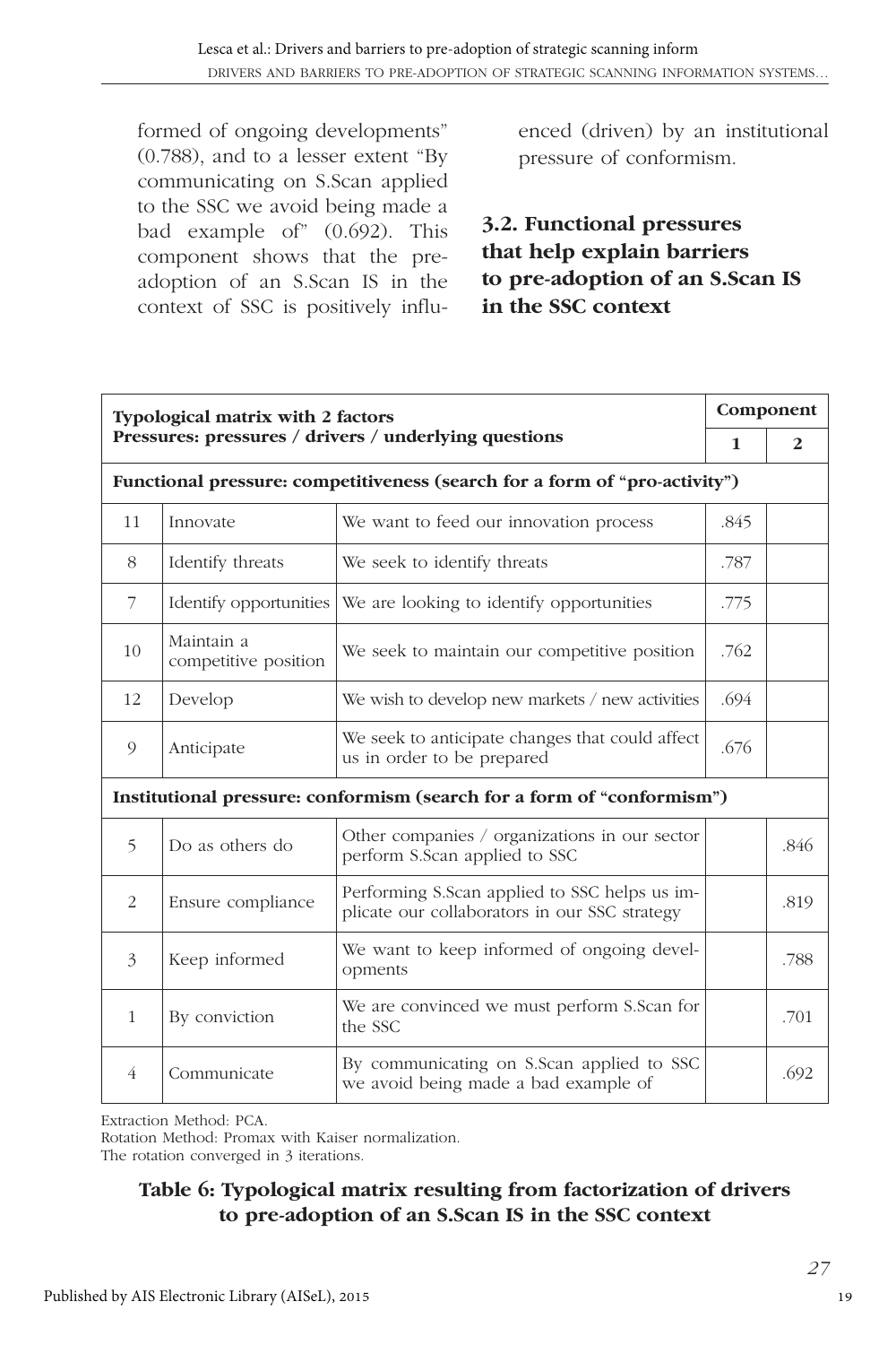formed of ongoing developments" (0.788), and to a lesser extent "By communicating on S.Scan applied to the SSC we avoid being made a bad example of" (0.692). This component shows that the pre-adoption of an S.Scan IS in the context of SSC is positively influenced (driven) by an institutional pressure of conformism.

### 3.2. Functional pressures that help explain barriers to pre-adoption of an S.Scan IS in the SSC context

| **Typological matrix with 2 factors** **Pressures: pressures / drivers / underlying questions** | | | **Component** | |
|---|---|---|---|---|
| | | | **1** | **2** |
| **Functional pressure: competitiveness (search for a form of "pro-activity")** | | | | |
| 11 | Innovate | We want to feed our innovation process | .845 | |
| 8 | Identify threats | We seek to identify threats | .787 | |
| 7 | Identify opportunities | We are looking to identify opportunities | .775 | |
| 10 | Maintain a competitive position | We seek to maintain our competitive position | .762 | |
| 12 | Develop | We wish to develop new markets / new activities | .694 | |
| 9 | Anticipate | We seek to anticipate changes that could affect us in order to be prepared | .676 | |
| **Institutional pressure: conformism (search for a form of "conformism")** | | | | |
| 5 | Do as others do | Other companies / organizations in our sector perform S.Scan applied to SSC | | .846 |
| 2 | Ensure compliance | Performing S.Scan applied to SSC helps us implicate our collaborators in our SSC strategy | | .819 |
| 3 | Keep informed | We want to keep informed of ongoing developments | | .788 |
| 1 | By conviction | We are convinced we must perform S.Scan for the SSC | | .701 |
| 4 | Communicate | By communicating on S.Scan applied to SSC we avoid being made a bad example of | | .692 |

Extraction Method: PCA.
Rotation Method: Promax with Kaiser normalization.
The rotation converged in 3 iterations.

**Table 6: Typological matrix resulting from factorization of drivers to pre-adoption of an S.Scan IS in the SSC context**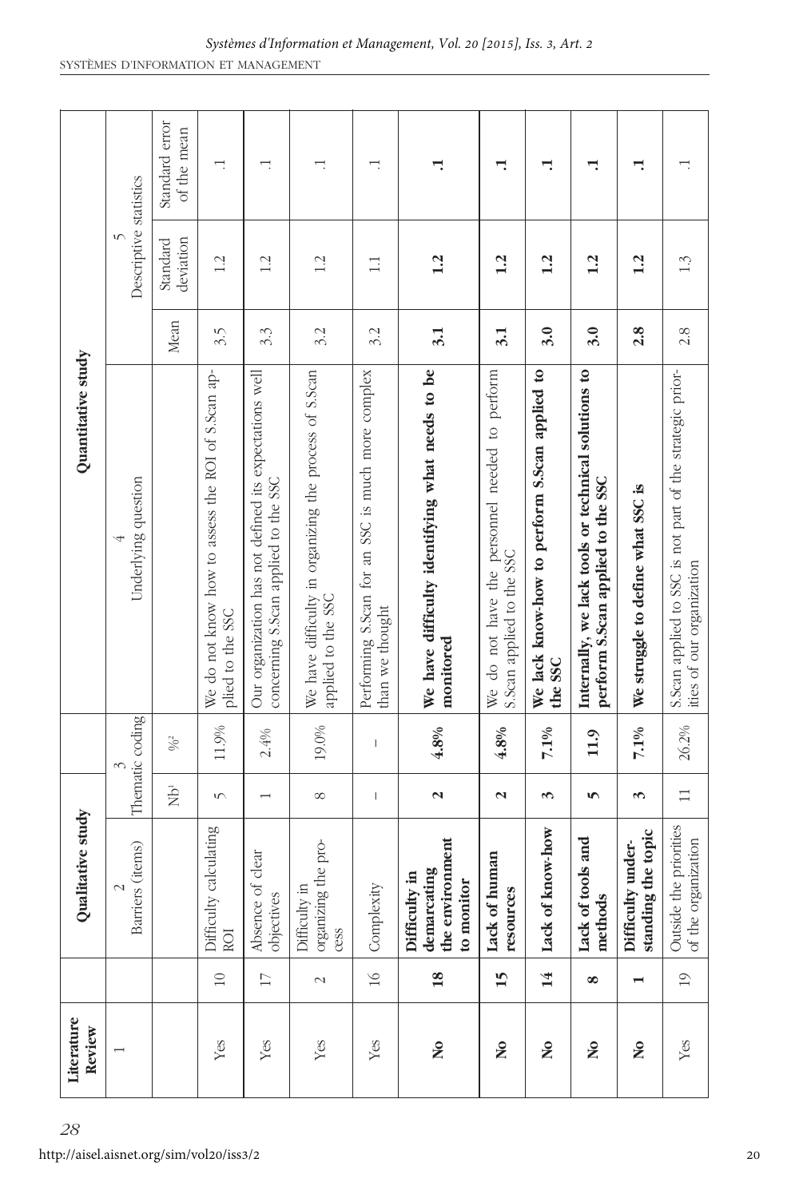| Literature Review | Qualitative study | | | | Quantitative study | | | |
|---|---|---|---|---|---|---|---|---|
| 1 | | 2 Barriers (items) | 3 Thematic coding | | 4 Underlying question | 5 Descriptive statistics | | |
| | | | Nb[1] | %[2] | | Mean | Standard deviation | Standard error of the mean |
| Yes | 10 | Difficulty calculating ROI | 5 | 11.9% | We do not know how to assess the ROI of S.Scan applied to the SSC | 3.5 | 1.2 | .1 |
| Yes | 17 | Absence of clear objectives | 1 | 2.4% | Our organization has not defined its expectations well concerning S.Scan applied to the SSC | 3.3 | 1.2 | .1 |
| Yes | 2 | Difficulty in organizing the process | 8 | 19.0% | We have difficulty in organizing the process of S.Scan applied to the SSC | 3.2 | 1.2 | .1 |
| Yes | 16 | Complexity | – | – | Performing S.Scan for an SSC is much more complex than we thought | 3.2 | 1.1 | .1 |
| **No** | **18** | **Difficulty in demarcating the environment to monitor** | **2** | **4.8%** | **We have difficulty identifying what needs to be monitored** | **3.1** | **1.2** | **.1** |
| **No** | **15** | **Lack of human resources** | **2** | **4.8%** | We do not have the personnel needed to perform S.Scan applied to the SSC | **3.1** | **1.2** | **.1** |
| **No** | **14** | **Lack of know-how** | **3** | **7.1%** | **We lack know-how to perform S.Scan applied to the SSC** | **3.0** | **1.2** | **.1** |
| **No** | **8** | **Lack of tools and methods** | **5** | **11.9** | **Internally, we lack tools or technical solutions to perform S.Scan applied to the SSC** | **3.0** | **1.2** | **.1** |
| **No** | **1** | **Difficulty understanding the topic** | **3** | **7.1%** | **We struggle to define what SSC is** | **2.8** | **1.2** | **.1** |
| Yes | 19 | Outside the priorities of the organization | 11 | 26.2% | S.Scan applied to SSC is not part of the strategic priorities of our organization | 2.8 | 1.3 | .1 |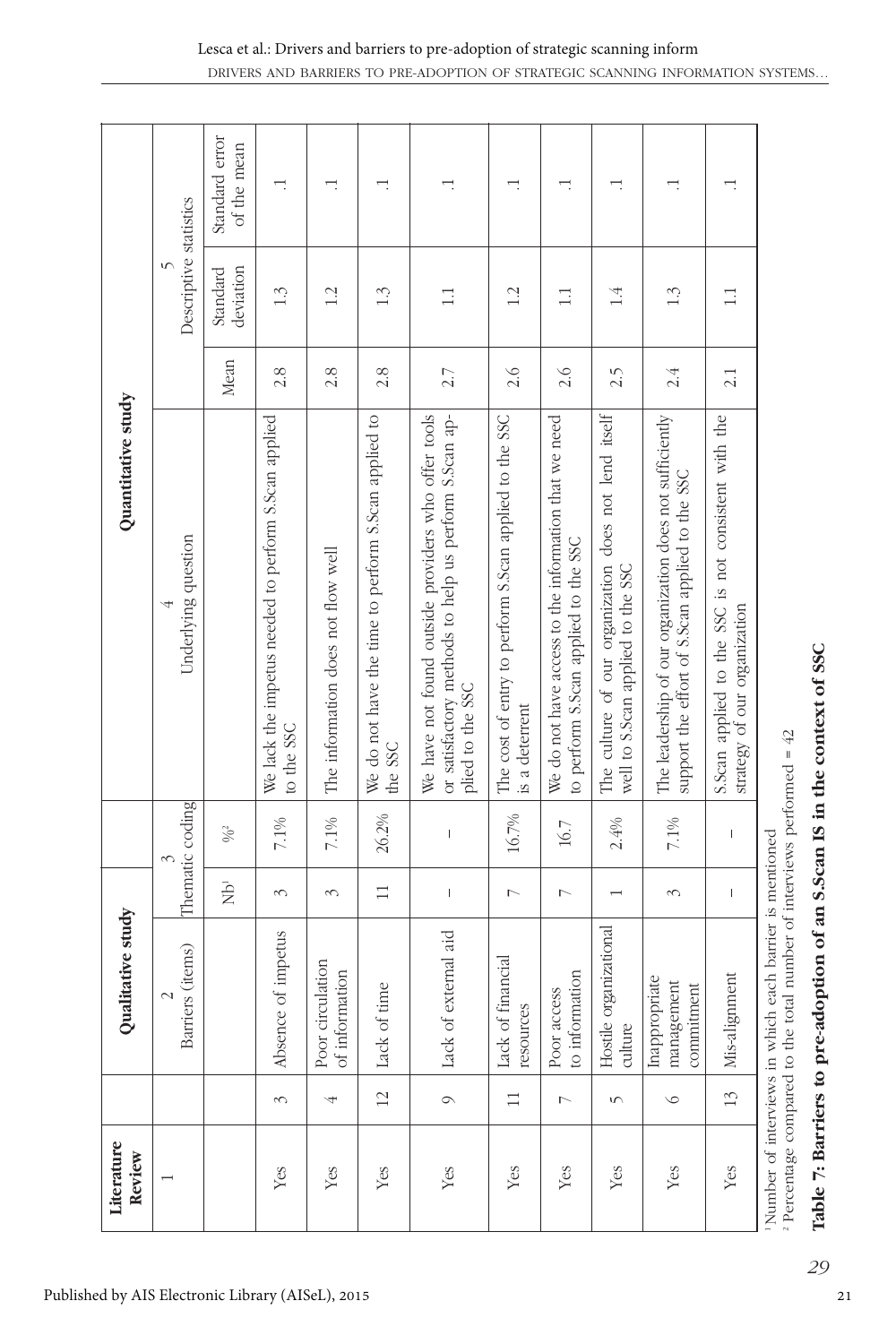| Literature Review | | Qualitative study | | | Quantitative study | | | |
|---|---|---|---|---|---|---|---|---|
| 1 | | 2 | 3 | | 4 | 5 | | |
| | | Barriers (items) | Thematic coding | | Underlying question | Descriptive statistics | | |
| | | | Nb[1] | %[2] | | Mean | Standard deviation | Standard error of the mean |
| Yes | 3 | Absence of impetus | 3 | 7.1% | We lack the impetus needed to perform S.Scan applied to the SSC | 2.8 | 1.3 | .1 |
| Yes | 4 | Poor circulation of information | 3 | 7.1% | The information does not flow well | 2.8 | 1.2 | .1 |
| Yes | 12 | Lack of time | 11 | 26.2% | We do not have the time to perform S.Scan applied to the SSC | 2.8 | 1.3 | .1 |
| Yes | 9 | Lack of external aid | – | – | We have not found outside providers who offer tools or satisfactory methods to help us perform S.Scan applied to the SSC | 2.7 | 1.1 | .1 |
| Yes | 11 | Lack of financial resources | 7 | 16.7% | The cost of entry to perform S.Scan applied to the SSC is a deterrent | 2.6 | 1.2 | .1 |
| Yes | 7 | Poor access to information | 7 | 16.7 | We do not have access to the information that we need to perform S.Scan applied to the SSC | 2.6 | 1.1 | .1 |
| Yes | 5 | Hostile organizational culture | 1 | 2.4% | The culture of our organization does not lend itself well to S.Scan applied to the SSC | 2.5 | 1.4 | .1 |
| Yes | 6 | Inappropriate management commitment | 3 | 7.1% | The leadership of our organization does not sufficiently support the effort of S.Scan applied to the SSC | 2.4 | 1.3 | .1 |
| Yes | 13 | Mis-alignment | – | – | S.Scan applied to the SSC is not consistent with the strategy of our organization | 2.1 | 1.1 | .1 |

[1] Number of interviews in which each barrier is mentioned
[2] Percentage compared to the total number of interviews performed = 42

**Table 7: Barriers to pre-adoption of an S.Scan IS in the context of SSC**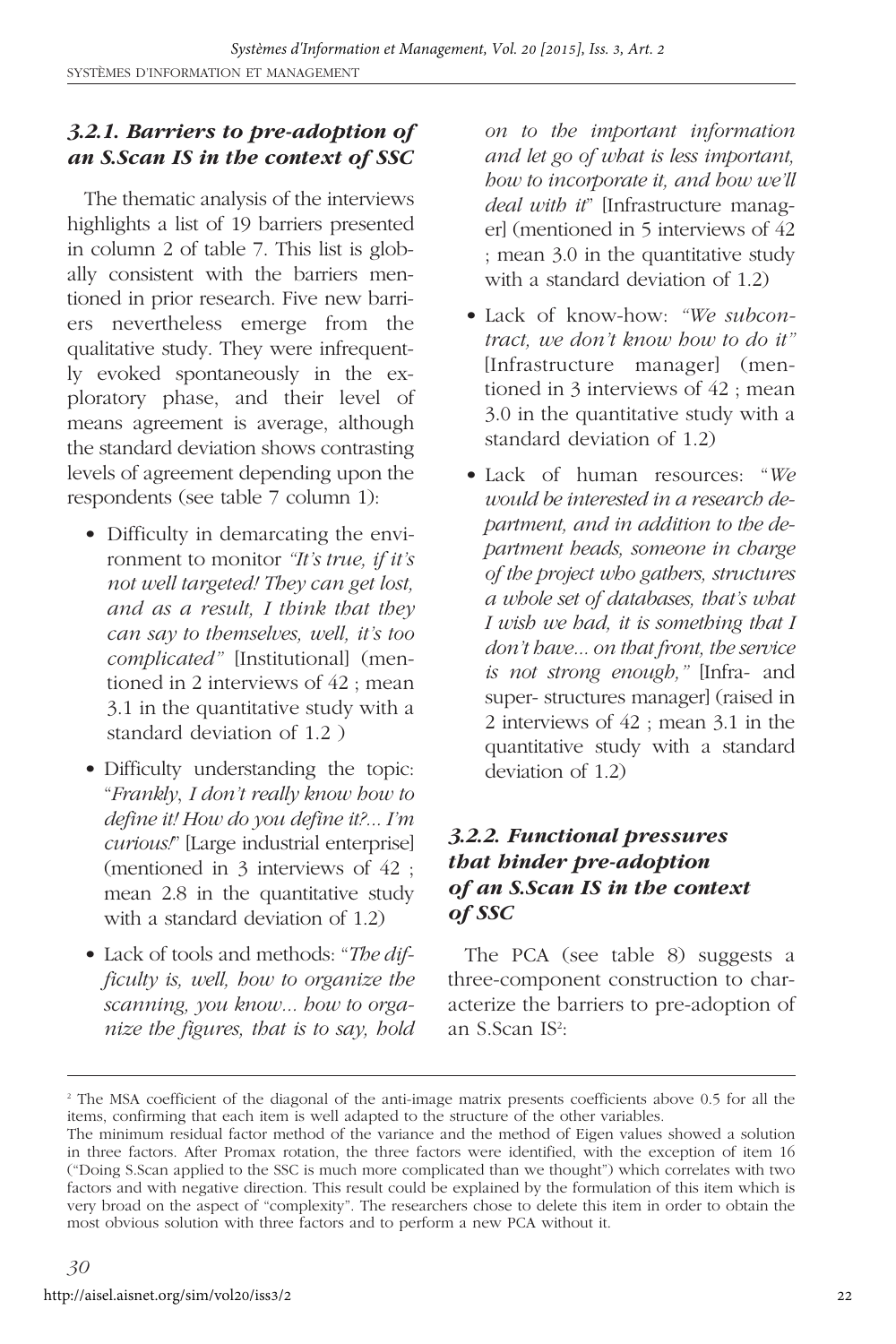### *3.2.1. Barriers to pre-adoption of an S.Scan IS in the context of SSC*

The thematic analysis of the interviews highlights a list of 19 barriers presented in column 2 of table 7. This list is globally consistent with the barriers mentioned in prior research. Five new barriers nevertheless emerge from the qualitative study. They were infrequently evoked spontaneously in the exploratory phase, and their level of means agreement is average, although the standard deviation shows contrasting levels of agreement depending upon the respondents (see table 7 column 1):

- Difficulty in demarcating the environment to monitor *"It's true, if it's not well targeted! They can get lost, and as a result, I think that they can say to themselves, well, it's too complicated"* [Institutional] (mentioned in 2 interviews of 42 ; mean 3.1 in the quantitative study with a standard deviation of 1.2 )
- Difficulty understanding the topic: "*Frankly, I don't really know how to define it! How do you define it?... I'm curious!*" [Large industrial enterprise] (mentioned in 3 interviews of 42 ; mean 2.8 in the quantitative study with a standard deviation of 1.2)
- Lack of tools and methods: "*The difficulty is, well, how to organize the scanning, you know... how to organize the figures, that is to say, hold on to the important information and let go of what is less important, how to incorporate it, and how we'll deal with it*" [Infrastructure manager] (mentioned in 5 interviews of 42 ; mean 3.0 in the quantitative study with a standard deviation of 1.2)
- Lack of know-how: *"We subcontract, we don't know how to do it"* [Infrastructure manager] (mentioned in 3 interviews of 42 ; mean 3.0 in the quantitative study with a standard deviation of 1.2)
- Lack of human resources: "*We would be interested in a research department, and in addition to the department heads, someone in charge of the project who gathers, structures a whole set of databases, that's what I wish we had, it is something that I don't have... on that front, the service is not strong enough,"* [Infra- and super- structures manager] (raised in 2 interviews of 42 ; mean 3.1 in the quantitative study with a standard deviation of 1.2)

### *3.2.2. Functional pressures that hinder pre-adoption of an S.Scan IS in the context of SSC*

The PCA (see table 8) suggests a three-component construction to characterize the barriers to pre-adoption of an S.Scan IS[2]:

[2] The MSA coefficient of the diagonal of the anti-image matrix presents coefficients above 0.5 for all the items, confirming that each item is well adapted to the structure of the other variables.
The minimum residual factor method of the variance and the method of Eigen values showed a solution in three factors. After Promax rotation, the three factors were identified, with the exception of item 16 ("Doing S.Scan applied to the SSC is much more complicated than we thought") which correlates with two factors and with negative direction. This result could be explained by the formulation of this item which is very broad on the aspect of "complexity". The researchers chose to delete this item in order to obtain the most obvious solution with three factors and to perform a new PCA without it.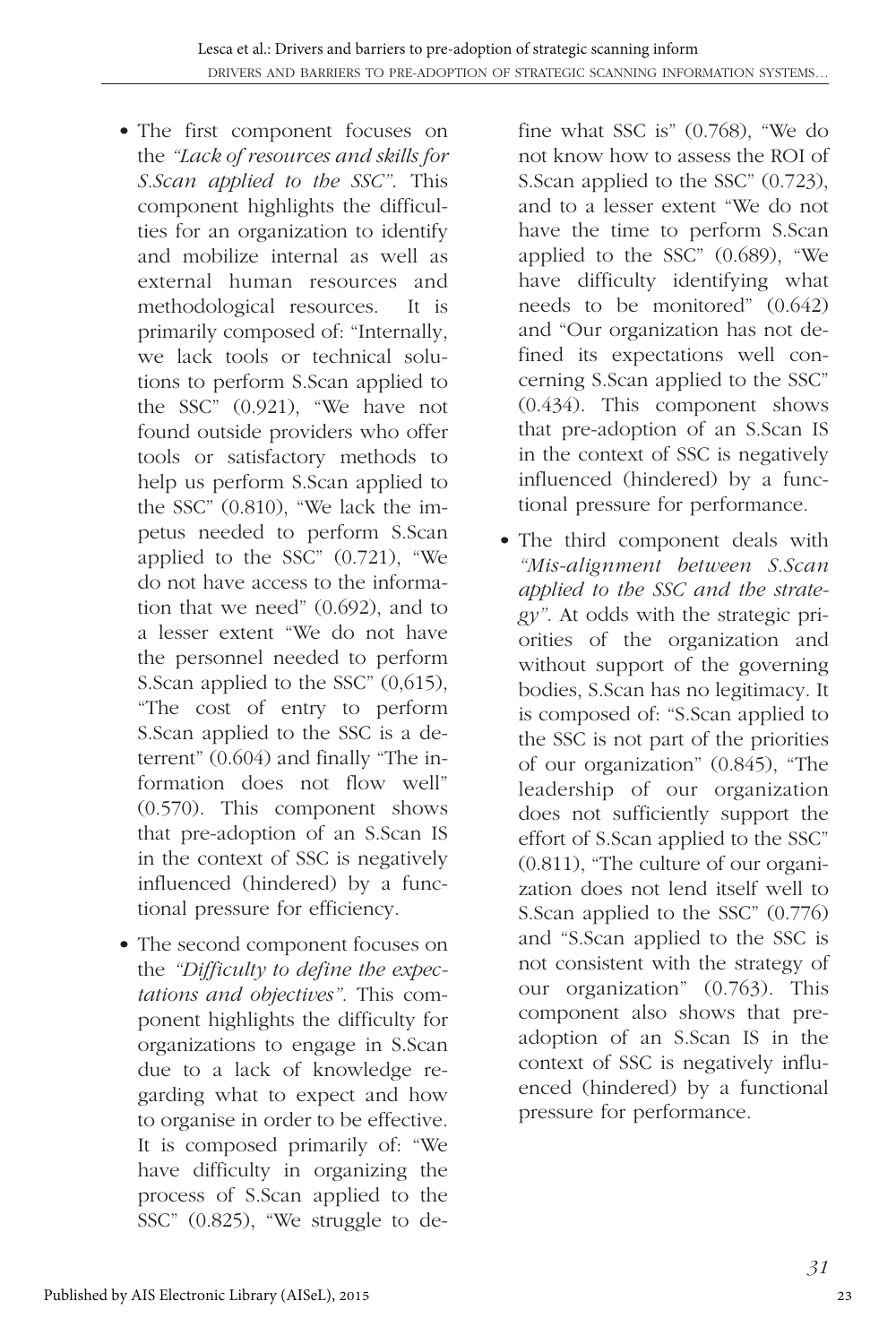- The first component focuses on the *"Lack of resources and skills for S.Scan applied to the SSC"*. This component highlights the difficulties for an organization to identify and mobilize internal as well as external human resources and methodological resources. It is primarily composed of: "Internally, we lack tools or technical solutions to perform S.Scan applied to the SSC" (0.921), "We have not found outside providers who offer tools or satisfactory methods to help us perform S.Scan applied to the SSC" (0.810), "We lack the impetus needed to perform S.Scan applied to the SSC" (0.721), "We do not have access to the information that we need" (0.692), and to a lesser extent "We do not have the personnel needed to perform S.Scan applied to the SSC" (0,615), "The cost of entry to perform S.Scan applied to the SSC is a deterrent" (0.604) and finally "The information does not flow well" (0.570). This component shows that pre-adoption of an S.Scan IS in the context of SSC is negatively influenced (hindered) by a functional pressure for efficiency.

- The second component focuses on the *"Difficulty to define the expectations and objectives"*. This component highlights the difficulty for organizations to engage in S.Scan due to a lack of knowledge regarding what to expect and how to organise in order to be effective. It is composed primarily of: "We have difficulty in organizing the process of S.Scan applied to the SSC" (0.825), "We struggle to define what SSC is" (0.768), "We do not know how to assess the ROI of S.Scan applied to the SSC" (0.723), and to a lesser extent "We do not have the time to perform S.Scan applied to the SSC" (0.689), "We have difficulty identifying what needs to be monitored" (0.642) and "Our organization has not defined its expectations well concerning S.Scan applied to the SSC" (0.434). This component shows that pre-adoption of an S.Scan IS in the context of SSC is negatively influenced (hindered) by a functional pressure for performance.

- The third component deals with *"Mis-alignment between S.Scan applied to the SSC and the strategy"*. At odds with the strategic priorities of the organization and without support of the governing bodies, S.Scan has no legitimacy. It is composed of: "S.Scan applied to the SSC is not part of the priorities of our organization" (0.845), "The leadership of our organization does not sufficiently support the effort of S.Scan applied to the SSC" (0.811), "The culture of our organization does not lend itself well to S.Scan applied to the SSC" (0.776) and "S.Scan applied to the SSC is not consistent with the strategy of our organization" (0.763). This component also shows that pre-adoption of an S.Scan IS in the context of SSC is negatively influenced (hindered) by a functional pressure for performance.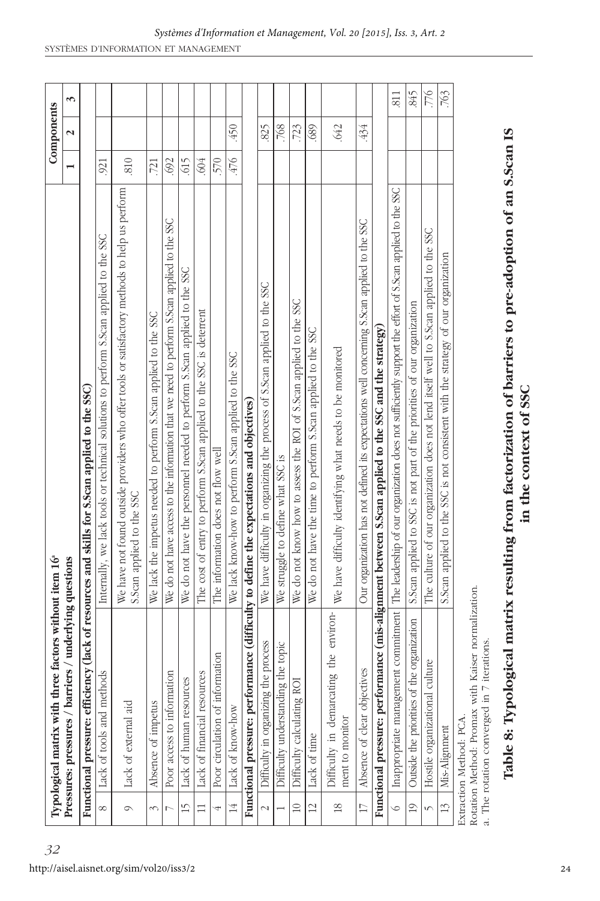| | Typological matrix with three factors without item 16[a] | | Components | | |
|---|---|---|---|---|---|
| | Pressures: pressures / barriers / underlying questions | | 1 | 2 | 3 |
| | **Functional pressure: efficiency (lack of resources and skills for S.Scan applied to the SSC)** | | | | |
| 8 | Lack of tools and methods | Internally, we lack tools or technical solutions to perform S.Scan applied to the SSC | .921 | | |
| 9 | Lack of external aid | We have not found outside providers who offer tools or satisfactory methods to help us perform S.Scan applied to the SSC | .810 | | |
| 3 | Absence of impetus | We lack the impetus needed to perform S.Scan applied to the SSC | .721 | | |
| 7 | Poor access to information | We do not have access to the information that we need to perform S.Scan applied to the SSC | .692 | | |
| 15 | Lack of human resources | We do not have the personnel needed to perform S.Scan applied to the SSC | .615 | | |
| 11 | Lack of financial resources | The cost of entry to perform S.Scan applied to the SSC is deterrent | .604 | | |
| 4 | Poor circulation of information | The information does not flow well | .570 | | |
| 14 | Lack of know-how | We lack know-how to perform S.Scan applied to the SSC | .476 | .450 | |
| | **Functional pressure: performance (difficulty to define the expectations and objectives)** | | | | |
| 2 | Difficulty in organizing the process | We have difficulty in organizing the process of S.Scan applied to the SSC | | .825 | |
| 1 | Difficulty understanding the topic | We struggle to define what SSC is | | .768 | |
| 10 | Difficulty calculating ROI | We do not know how to assess the ROI of S.Scan applied to the SSC | | .723 | |
| 12 | Lack of time | We do not have the time to perform S.Scan applied to the SSC | | .689 | |
| 18 | Difficulty in demarcating the environment to monitor | We have difficulty identifying what needs to be monitored | | .642 | |
| 17 | Absence of clear objectives | Our organization has not defined its expectations well concerning S.Scan applied to the SSC | | .434 | |
| | **Functional pressure: performance (mis-alignment between S.Scan applied to the SSC and the strategy)** | | | | |
| 6 | Inappropriate management commitment | The leadership of our organization does not sufficiently support the effort of S.Scan applied to the SSC | | | .811 |
| 19 | Outside the priorities of the organization | S.Scan applied to SSC is not part of the priorities of our organization | | | .845 |
| 5 | Hostile organizational culture | The culture of our organization does not lend itself well to S.Scan applied to the SSC | | | .776 |
| 13 | Mis-Alignment | S.Scan applied to the SSC is not consistent with the strategy of our organization | | | .763 |

Extraction Method: PCA.
Rotation Method: Promax with Kaiser normalization.
a. The rotation converged in 7 iterations.

**Table 8: Typological matrix resulting from factorization of barriers to pre-adoption of an S.Scan IS in the context of SSC**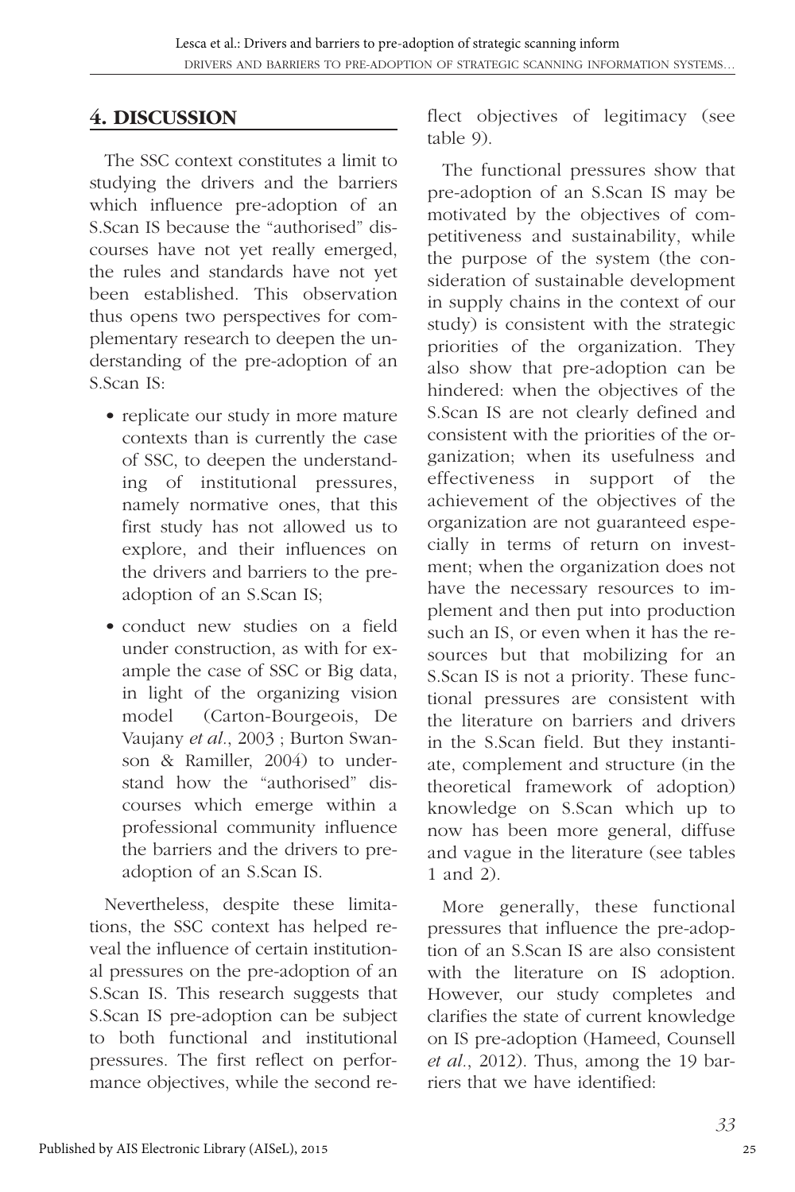## 4. DISCUSSION

The SSC context constitutes a limit to studying the drivers and the barriers which influence pre-adoption of an S.Scan IS because the "authorised" discourses have not yet really emerged, the rules and standards have not yet been established. This observation thus opens two perspectives for complementary research to deepen the understanding of the pre-adoption of an S.Scan IS:

- replicate our study in more mature contexts than is currently the case of SSC, to deepen the understanding of institutional pressures, namely normative ones, that this first study has not allowed us to explore, and their influences on the drivers and barriers to the pre-adoption of an S.Scan IS;
- conduct new studies on a field under construction, as with for example the case of SSC or Big data, in light of the organizing vision model (Carton-Bourgeois, De Vaujany *et al.*, 2003 ; Burton Swanson & Ramiller, 2004) to understand how the "authorised" discourses which emerge within a professional community influence the barriers and the drivers to pre-adoption of an S.Scan IS.

Nevertheless, despite these limitations, the SSC context has helped reveal the influence of certain institutional pressures on the pre-adoption of an S.Scan IS. This research suggests that S.Scan IS pre-adoption can be subject to both functional and institutional pressures. The first reflect on performance objectives, while the second reflect objectives of legitimacy (see table 9).

The functional pressures show that pre-adoption of an S.Scan IS may be motivated by the objectives of competitiveness and sustainability, while the purpose of the system (the consideration of sustainable development in supply chains in the context of our study) is consistent with the strategic priorities of the organization. They also show that pre-adoption can be hindered: when the objectives of the S.Scan IS are not clearly defined and consistent with the priorities of the organization; when its usefulness and effectiveness in support of the achievement of the objectives of the organization are not guaranteed especially in terms of return on investment; when the organization does not have the necessary resources to implement and then put into production such an IS, or even when it has the resources but that mobilizing for an S.Scan IS is not a priority. These functional pressures are consistent with the literature on barriers and drivers in the S.Scan field. But they instantiate, complement and structure (in the theoretical framework of adoption) knowledge on S.Scan which up to now has been more general, diffuse and vague in the literature (see tables 1 and 2).

More generally, these functional pressures that influence the pre-adoption of an S.Scan IS are also consistent with the literature on IS adoption. However, our study completes and clarifies the state of current knowledge on IS pre-adoption (Hameed, Counsell *et al.*, 2012). Thus, among the 19 barriers that we have identified: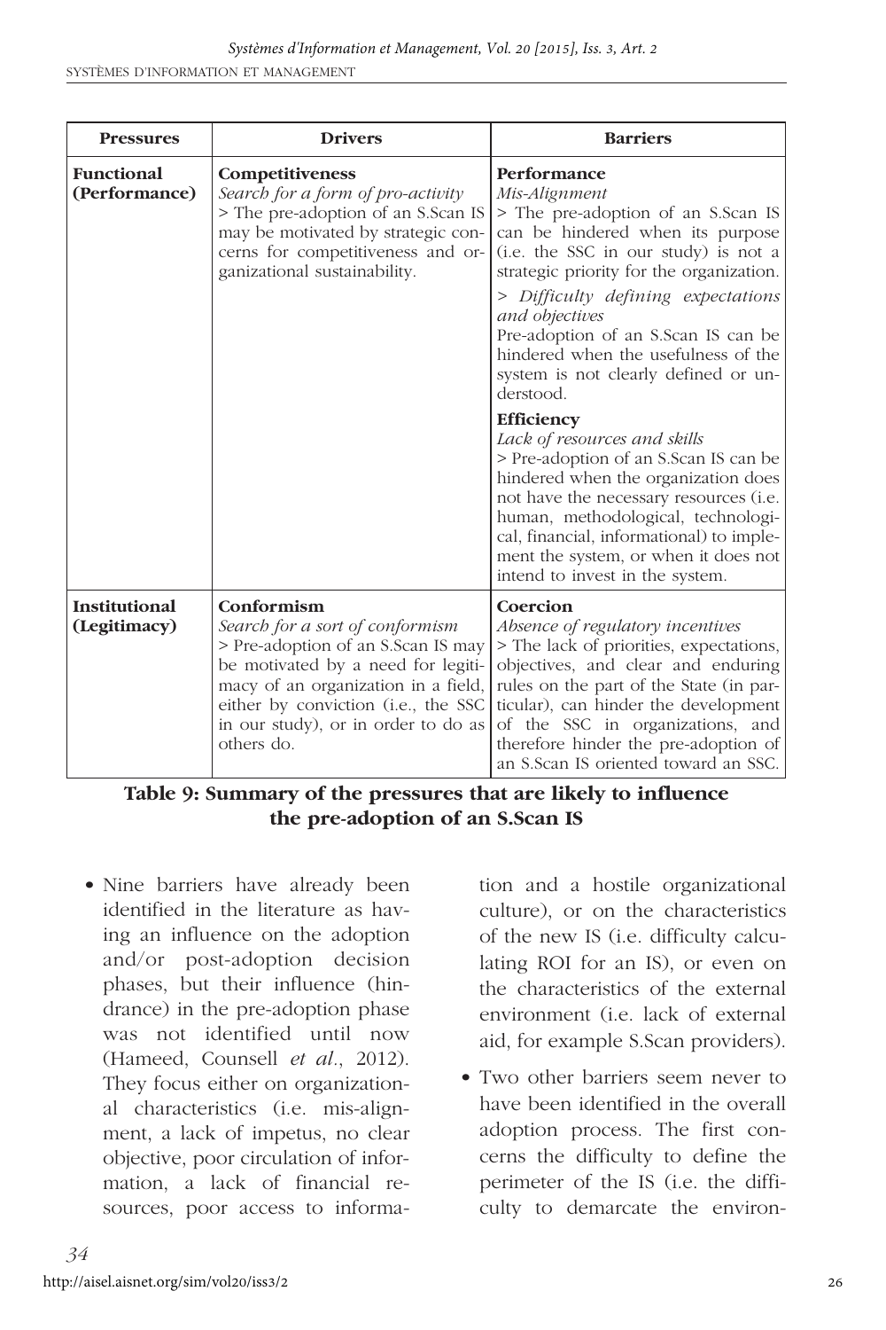| Pressures | Drivers | Barriers |
|---|---|---|
| **Functional (Performance)** | **Competitiveness**<br>*Search for a form of pro-activity*<br>> The pre-adoption of an S.Scan IS may be motivated by strategic concerns for competitiveness and organizational sustainability. | **Performance**<br>*Mis-Alignment*<br>> The pre-adoption of an S.Scan IS can be hindered when its purpose (i.e. the SSC in our study) is not a strategic priority for the organization.<br>> *Difficulty defining expectations and objectives*<br>Pre-adoption of an S.Scan IS can be hindered when the usefulness of the system is not clearly defined or understood.<br>**Efficiency**<br>*Lack of resources and skills*<br>> Pre-adoption of an S.Scan IS can be hindered when the organization does not have the necessary resources (i.e. human, methodological, technological, financial, informational) to implement the system, or when it does not intend to invest in the system. |
| **Institutional (Legitimacy)** | **Conformism**<br>*Search for a sort of conformism*<br>> Pre-adoption of an S.Scan IS may be motivated by a need for legitimacy of an organization in a field, either by conviction (i.e., the SSC in our study), or in order to do as others do. | **Coercion**<br>*Absence of regulatory incentives*<br>> The lack of priorities, expectations, objectives, and clear and enduring rules on the part of the State (in particular), can hinder the development of the SSC in organizations, and therefore hinder the pre-adoption of an S.Scan IS oriented toward an SSC. |

**Table 9: Summary of the pressures that are likely to influence the pre-adoption of an S.Scan IS**

- Nine barriers have already been identified in the literature as having an influence on the adoption and/or post-adoption decision phases, but their influence (hindrance) in the pre-adoption phase was not identified until now (Hameed, Counsell *et al*., 2012). They focus either on organizational characteristics (i.e. mis-alignment, a lack of impetus, no clear objective, poor circulation of information, a lack of financial resources, poor access to information and a hostile organizational culture), or on the characteristics of the new IS (i.e. difficulty calculating ROI for an IS), or even on the characteristics of the external environment (i.e. lack of external aid, for example S.Scan providers).
- Two other barriers seem never to have been identified in the overall adoption process. The first concerns the difficulty to define the perimeter of the IS (i.e. the difficulty to demarcate the environ-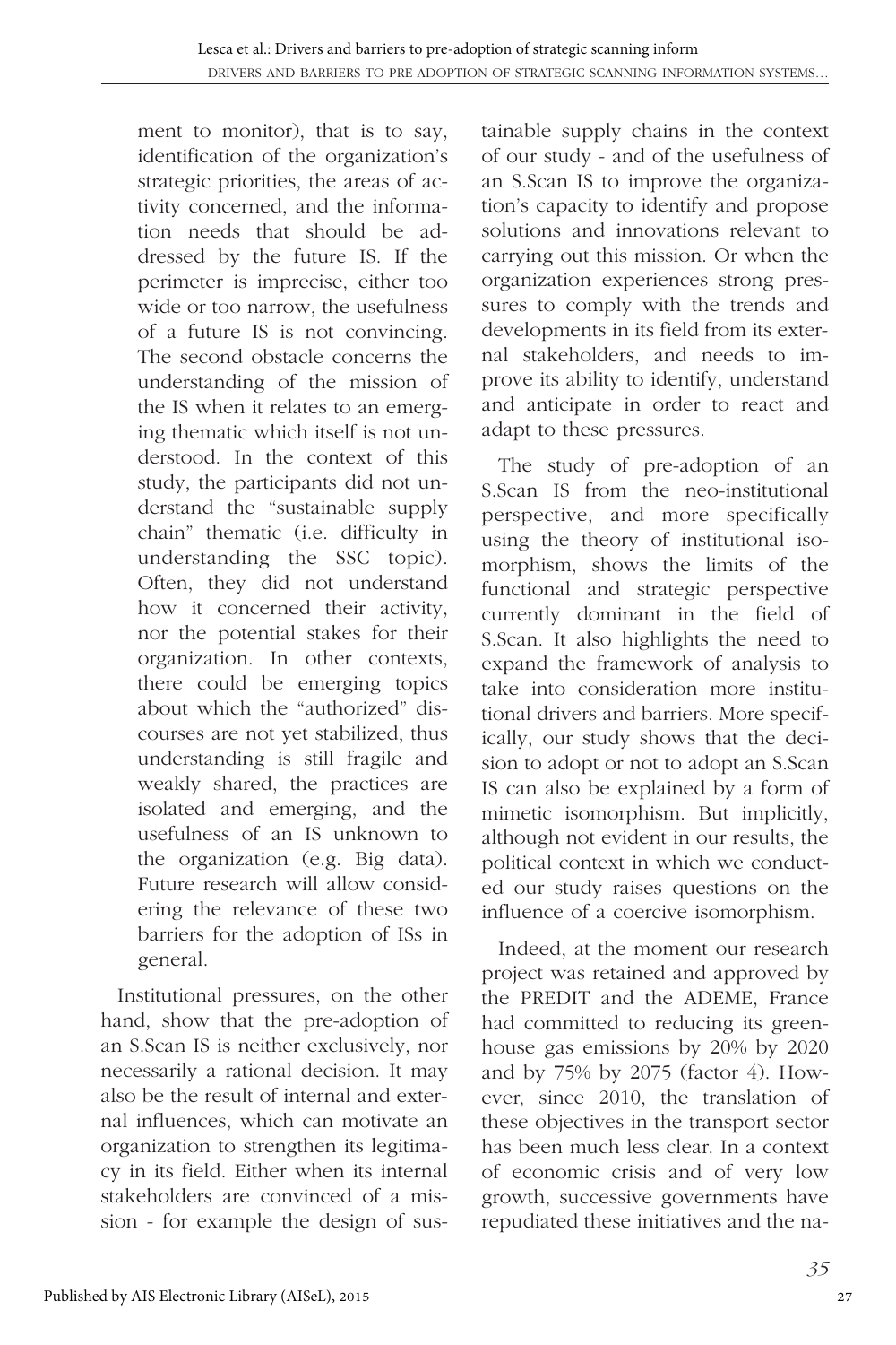ment to monitor), that is to say, identification of the organization's strategic priorities, the areas of activity concerned, and the information needs that should be addressed by the future IS. If the perimeter is imprecise, either too wide or too narrow, the usefulness of a future IS is not convincing. The second obstacle concerns the understanding of the mission of the IS when it relates to an emerging thematic which itself is not understood. In the context of this study, the participants did not understand the "sustainable supply chain" thematic (i.e. difficulty in understanding the SSC topic). Often, they did not understand how it concerned their activity, nor the potential stakes for their organization. In other contexts, there could be emerging topics about which the "authorized" discourses are not yet stabilized, thus understanding is still fragile and weakly shared, the practices are isolated and emerging, and the usefulness of an IS unknown to the organization (e.g. Big data). Future research will allow considering the relevance of these two barriers for the adoption of ISs in general.

Institutional pressures, on the other hand, show that the pre-adoption of an S.Scan IS is neither exclusively, nor necessarily a rational decision. It may also be the result of internal and external influences, which can motivate an organization to strengthen its legitimacy in its field. Either when its internal stakeholders are convinced of a mission - for example the design of sustainable supply chains in the context of our study - and of the usefulness of an S.Scan IS to improve the organization's capacity to identify and propose solutions and innovations relevant to carrying out this mission. Or when the organization experiences strong pressures to comply with the trends and developments in its field from its external stakeholders, and needs to improve its ability to identify, understand and anticipate in order to react and adapt to these pressures.

The study of pre-adoption of an S.Scan IS from the neo-institutional perspective, and more specifically using the theory of institutional isomorphism, shows the limits of the functional and strategic perspective currently dominant in the field of S.Scan. It also highlights the need to expand the framework of analysis to take into consideration more institutional drivers and barriers. More specifically, our study shows that the decision to adopt or not to adopt an S.Scan IS can also be explained by a form of mimetic isomorphism. But implicitly, although not evident in our results, the political context in which we conducted our study raises questions on the influence of a coercive isomorphism.

Indeed, at the moment our research project was retained and approved by the PREDIT and the ADEME, France had committed to reducing its greenhouse gas emissions by 20% by 2020 and by 75% by 2075 (factor 4). However, since 2010, the translation of these objectives in the transport sector has been much less clear. In a context of economic crisis and of very low growth, successive governments have repudiated these initiatives and the na-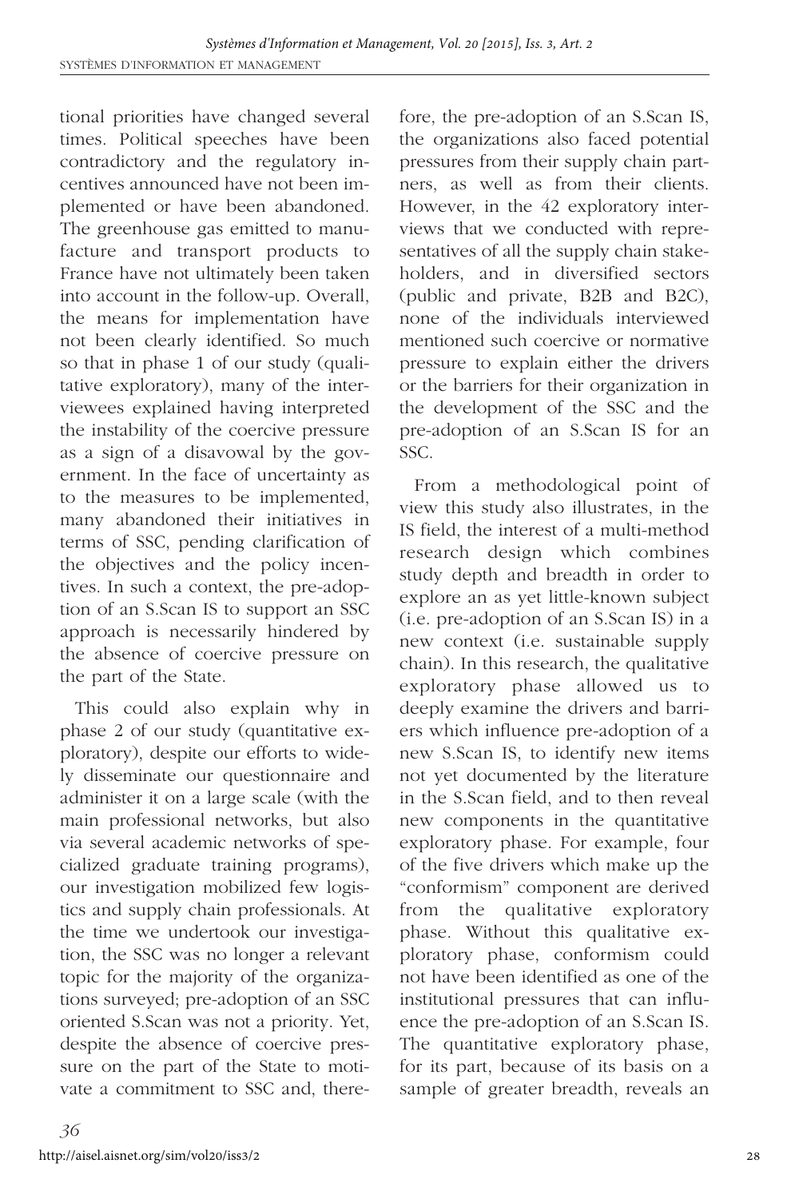tional priorities have changed several times. Political speeches have been contradictory and the regulatory incentives announced have not been implemented or have been abandoned. The greenhouse gas emitted to manufacture and transport products to France have not ultimately been taken into account in the follow-up. Overall, the means for implementation have not been clearly identified. So much so that in phase 1 of our study (qualitative exploratory), many of the interviewees explained having interpreted the instability of the coercive pressure as a sign of a disavowal by the government. In the face of uncertainty as to the measures to be implemented, many abandoned their initiatives in terms of SSC, pending clarification of the objectives and the policy incentives. In such a context, the pre-adoption of an S.Scan IS to support an SSC approach is necessarily hindered by the absence of coercive pressure on the part of the State.

This could also explain why in phase 2 of our study (quantitative exploratory), despite our efforts to widely disseminate our questionnaire and administer it on a large scale (with the main professional networks, but also via several academic networks of specialized graduate training programs), our investigation mobilized few logistics and supply chain professionals. At the time we undertook our investigation, the SSC was no longer a relevant topic for the majority of the organizations surveyed; pre-adoption of an SSC oriented S.Scan was not a priority. Yet, despite the absence of coercive pressure on the part of the State to motivate a commitment to SSC and, therefore, the pre-adoption of an S.Scan IS, the organizations also faced potential pressures from their supply chain partners, as well as from their clients. However, in the 42 exploratory interviews that we conducted with representatives of all the supply chain stakeholders, and in diversified sectors (public and private, B2B and B2C), none of the individuals interviewed mentioned such coercive or normative pressure to explain either the drivers or the barriers for their organization in the development of the SSC and the pre-adoption of an S.Scan IS for an SSC.

From a methodological point of view this study also illustrates, in the IS field, the interest of a multi-method research design which combines study depth and breadth in order to explore an as yet little-known subject (i.e. pre-adoption of an S.Scan IS) in a new context (i.e. sustainable supply chain). In this research, the qualitative exploratory phase allowed us to deeply examine the drivers and barriers which influence pre-adoption of a new S.Scan IS, to identify new items not yet documented by the literature in the S.Scan field, and to then reveal new components in the quantitative exploratory phase. For example, four of the five drivers which make up the "conformism" component are derived from the qualitative exploratory phase. Without this qualitative exploratory phase, conformism could not have been identified as one of the institutional pressures that can influence the pre-adoption of an S.Scan IS. The quantitative exploratory phase, for its part, because of its basis on a sample of greater breadth, reveals an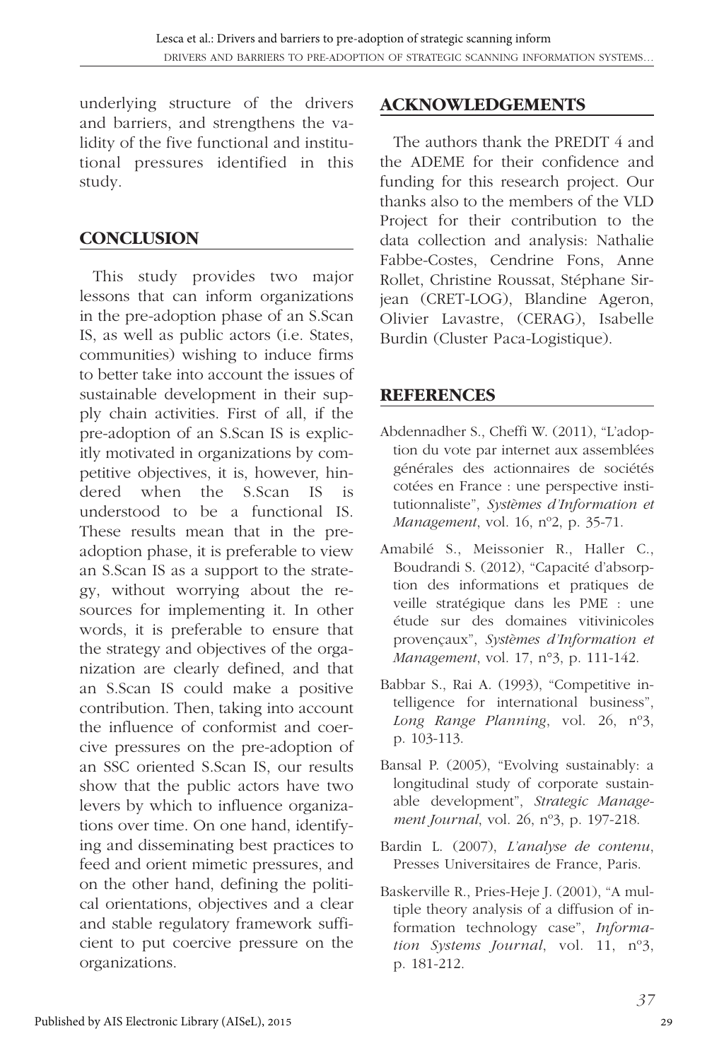underlying structure of the drivers and barriers, and strengthens the validity of the five functional and institutional pressures identified in this study.

## CONCLUSION

This study provides two major lessons that can inform organizations in the pre-adoption phase of an S.Scan IS, as well as public actors (i.e. States, communities) wishing to induce firms to better take into account the issues of sustainable development in their supply chain activities. First of all, if the pre-adoption of an S.Scan IS is explicitly motivated in organizations by competitive objectives, it is, however, hindered when the S.Scan IS is understood to be a functional IS. These results mean that in the pre-adoption phase, it is preferable to view an S.Scan IS as a support to the strategy, without worrying about the resources for implementing it. In other words, it is preferable to ensure that the strategy and objectives of the organization are clearly defined, and that an S.Scan IS could make a positive contribution. Then, taking into account the influence of conformist and coercive pressures on the pre-adoption of an SSC oriented S.Scan IS, our results show that the public actors have two levers by which to influence organizations over time. On one hand, identifying and disseminating best practices to feed and orient mimetic pressures, and on the other hand, defining the political orientations, objectives and a clear and stable regulatory framework sufficient to put coercive pressure on the organizations.

## ACKNOWLEDGEMENTS

The authors thank the PREDIT 4 and the ADEME for their confidence and funding for this research project. Our thanks also to the members of the VLD Project for their contribution to the data collection and analysis: Nathalie Fabbe-Costes, Cendrine Fons, Anne Rollet, Christine Roussat, Stéphane Sirjean (CRET-LOG), Blandine Ageron, Olivier Lavastre, (CERAG), Isabelle Burdin (Cluster Paca-Logistique).

## REFERENCES

Abdennadher S., Cheffi W. (2011), "L'adoption du vote par internet aux assemblées générales des actionnaires de sociétés cotées en France : une perspective institutionnaliste", *Systèmes d'Information et Management*, vol. 16, nº2, p. 35-71.

Amabilé S., Meissonier R., Haller C., Boudrandi S. (2012), "Capacité d'absorption des informations et pratiques de veille stratégique dans les PME : une étude sur des domaines vitivinicoles provençaux", *Systèmes d'Information et Management*, vol. 17, n°3, p. 111-142.

Babbar S., Rai A. (1993), "Competitive intelligence for international business", *Long Range Planning*, vol. 26, nº3, p. 103-113.

Bansal P. (2005), "Evolving sustainably: a longitudinal study of corporate sustainable development", *Strategic Management Journal*, vol. 26, nº3, p. 197-218.

Bardin L. (2007), *L'analyse de contenu*, Presses Universitaires de France, Paris.

Baskerville R., Pries-Heje J. (2001), "A multiple theory analysis of a diffusion of information technology case", *Information Systems Journal*, vol. 11, nº3, p. 181-212.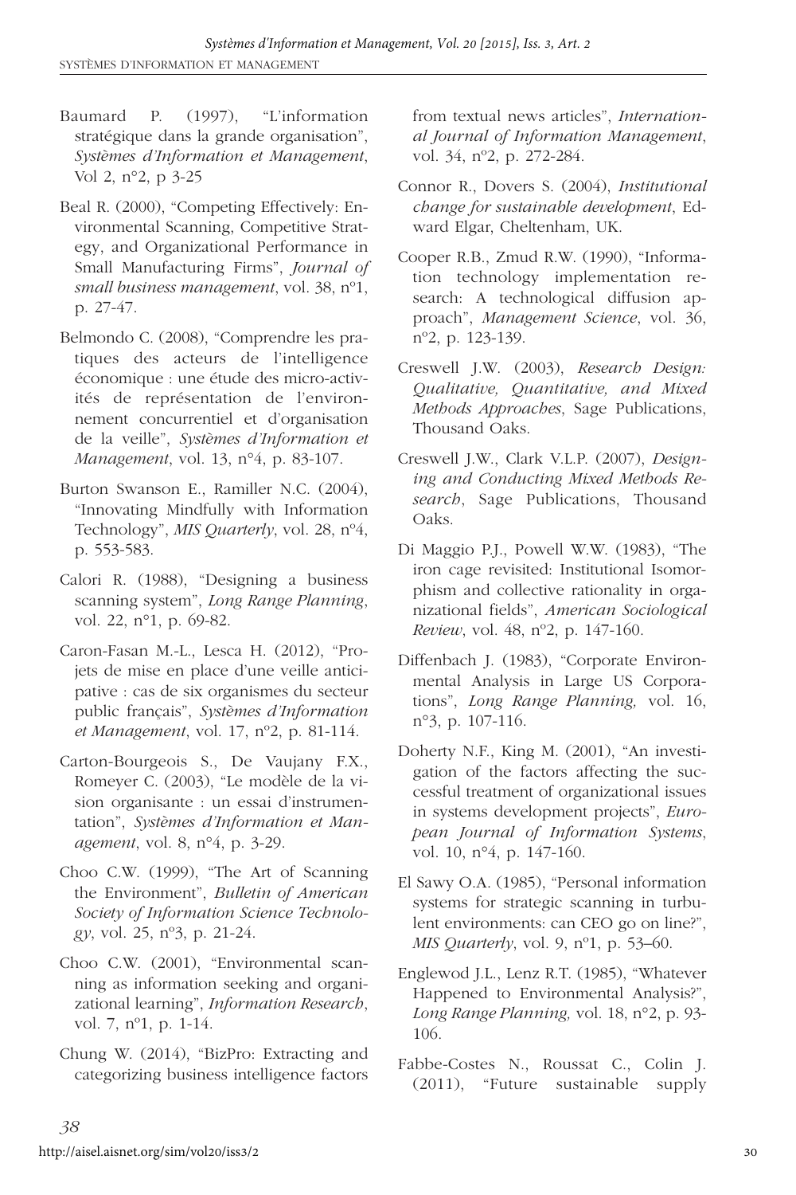Baumard P. (1997), "L'information stratégique dans la grande organisation", *Systèmes d'Information et Management*, Vol 2, n°2, p 3-25

Beal R. (2000), "Competing Effectively: Environmental Scanning, Competitive Strategy, and Organizational Performance in Small Manufacturing Firms", *Journal of small business management*, vol. 38, nº1, p. 27-47.

Belmondo C. (2008), "Comprendre les pratiques des acteurs de l'intelligence économique : une étude des micro-activités de représentation de l'environnement concurrentiel et d'organisation de la veille", *Systèmes d'Information et Management*, vol. 13, n°4, p. 83-107.

Burton Swanson E., Ramiller N.C. (2004), "Innovating Mindfully with Information Technology", *MIS Quarterly*, vol. 28, nº4, p. 553-583.

Calori R. (1988), "Designing a business scanning system", *Long Range Planning*, vol. 22, n°1, p. 69-82.

Caron-Fasan M.-L., Lesca H. (2012), "Projets de mise en place d'une veille anticipative : cas de six organismes du secteur public français", *Systèmes d'Information et Management*, vol. 17, nº2, p. 81-114.

Carton-Bourgeois S., De Vaujany F.X., Romeyer C. (2003), "Le modèle de la vision organisante : un essai d'instrumentation", *Systèmes d'Information et Management*, vol. 8, n°4, p. 3-29.

Choo C.W. (1999), "The Art of Scanning the Environment", *Bulletin of American Society of Information Science Technology*, vol. 25, nº3, p. 21-24.

Choo C.W. (2001), "Environmental scanning as information seeking and organizational learning", *Information Research*, vol. 7, nº1, p. 1-14.

Chung W. (2014), "BizPro: Extracting and categorizing business intelligence factors from textual news articles", *International Journal of Information Management*, vol. 34, nº2, p. 272-284.

Connor R., Dovers S. (2004), *Institutional change for sustainable development*, Edward Elgar, Cheltenham, UK.

Cooper R.B., Zmud R.W. (1990), "Information technology implementation research: A technological diffusion approach", *Management Science*, vol. 36, nº2, p. 123-139.

Creswell J.W. (2003), *Research Design: Qualitative, Quantitative, and Mixed Methods Approaches*, Sage Publications, Thousand Oaks.

Creswell J.W., Clark V.L.P. (2007), *Designing and Conducting Mixed Methods Research*, Sage Publications, Thousand Oaks.

Di Maggio P.J., Powell W.W. (1983), "The iron cage revisited: Institutional Isomorphism and collective rationality in organizational fields", *American Sociological Review*, vol. 48, nº2, p. 147-160.

Diffenbach J. (1983), "Corporate Environmental Analysis in Large US Corporations", *Long Range Planning,* vol. 16, n°3, p. 107-116.

Doherty N.F., King M. (2001), "An investigation of the factors affecting the successful treatment of organizational issues in systems development projects", *European Journal of Information Systems*, vol. 10, n°4, p. 147-160.

El Sawy O.A. (1985), "Personal information systems for strategic scanning in turbulent environments: can CEO go on line?", *MIS Quarterly*, vol. 9, nº1, p. 53–60.

Englewod J.L., Lenz R.T. (1985), "Whatever Happened to Environmental Analysis?", *Long Range Planning,* vol. 18, n°2, p. 93-106.

Fabbe-Costes N., Roussat C., Colin J. (2011), "Future sustainable supply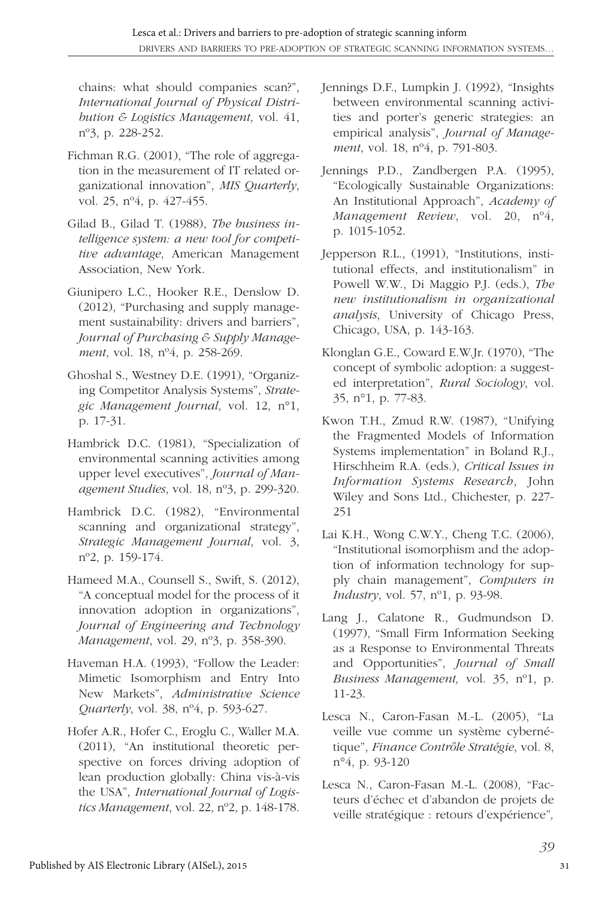chains: what should companies scan?", *International Journal of Physical Distribution & Logistics Management*, vol. 41, n°3, p. 228-252.

Fichman R.G. (2001), "The role of aggregation in the measurement of IT related organizational innovation", *MIS Quarterly*, vol. 25, n°4, p. 427-455.

Gilad B., Gilad T. (1988), *The business intelligence system: a new tool for competitive advantage*, American Management Association, New York.

Giunipero L.C., Hooker R.E., Denslow D. (2012), "Purchasing and supply management sustainability: drivers and barriers", *Journal of Purchasing & Supply Management*, vol. 18, n°4, p. 258-269.

Ghoshal S., Westney D.E. (1991), "Organizing Competitor Analysis Systems", *Strategic Management Journal*, vol. 12, n°1, p. 17-31.

Hambrick D.C. (1981), "Specialization of environmental scanning activities among upper level executives", *Journal of Management Studies*, vol. 18, n°3, p. 299-320.

Hambrick D.C. (1982), "Environmental scanning and organizational strategy", *Strategic Management Journal*, vol. 3, n°2, p. 159-174.

Hameed M.A., Counsell S., Swift, S. (2012), "A conceptual model for the process of it innovation adoption in organizations", *Journal of Engineering and Technology Management*, vol. 29, n°3, p. 358-390.

Haveman H.A. (1993), "Follow the Leader: Mimetic Isomorphism and Entry Into New Markets", *Administrative Science Quarterly*, vol. 38, n°4, p. 593-627.

Hofer A.R., Hofer C., Eroglu C., Waller M.A. (2011), "An institutional theoretic perspective on forces driving adoption of lean production globally: China vis-à-vis the USA", *International Journal of Logistics Management*, vol. 22, n°2, p. 148-178.

Jennings D.F., Lumpkin J. (1992), "Insights between environmental scanning activities and porter's generic strategies: an empirical analysis", *Journal of Management*, vol. 18, n°4, p. 791-803.

Jennings P.D., Zandbergen P.A. (1995), "Ecologically Sustainable Organizations: An Institutional Approach", *Academy of Management Review*, vol. 20, n°4, p. 1015-1052.

Jepperson R.L., (1991), "Institutions, institutional effects, and institutionalism" in Powell W.W., Di Maggio P.J. (eds.), *The new institutionalism in organizational analysis*, University of Chicago Press, Chicago, USA, p. 143-163.

Klonglan G.E., Coward E.W.Jr. (1970), "The concept of symbolic adoption: a suggested interpretation", *Rural Sociology*, vol. 35, n°1, p. 77-83.

Kwon T.H., Zmud R.W. (1987), "Unifying the Fragmented Models of Information Systems implementation" in Boland R.J., Hirschheim R.A. (eds.), *Critical Issues in Information Systems Research*, John Wiley and Sons Ltd., Chichester, p. 227-251

Lai K.H., Wong C.W.Y., Cheng T.C. (2006), "Institutional isomorphism and the adoption of information technology for supply chain management", *Computers in Industry*, vol. 57, n°1, p. 93-98.

Lang J., Calatone R., Gudmundson D. (1997), "Small Firm Information Seeking as a Response to Environmental Threats and Opportunities", *Journal of Small Business Management,* vol. 35, n°1, p. 11-23.

Lesca N., Caron-Fasan M.-L. (2005), "La veille vue comme un système cybernétique", *Finance Contrôle Stratégie*, vol. 8, n°4, p. 93-120

Lesca N., Caron-Fasan M.-L. (2008), "Facteurs d'échec et d'abandon de projets de veille stratégique : retours d'expérience",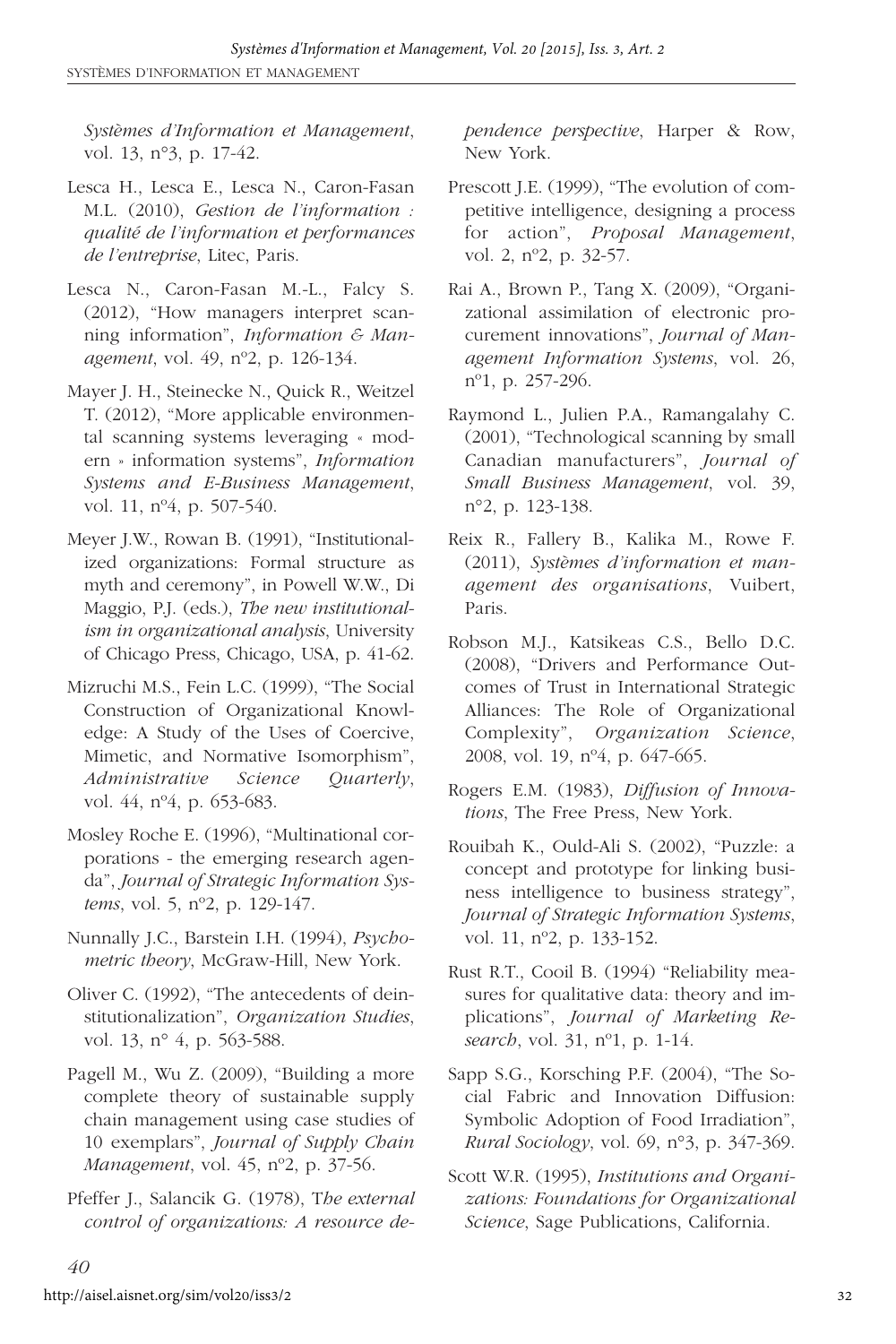*Systèmes d'Information et Management*, vol. 13, n°3, p. 17-42.

Lesca H., Lesca E., Lesca N., Caron-Fasan M.L. (2010), *Gestion de l'information : qualité de l'information et performances de l'entreprise*, Litec, Paris.

Lesca N., Caron-Fasan M.-L., Falcy S. (2012), "How managers interpret scanning information", *Information & Management*, vol. 49, n°2, p. 126-134.

Mayer J. H., Steinecke N., Quick R., Weitzel T. (2012), "More applicable environmental scanning systems leveraging « modern » information systems", *Information Systems and E-Business Management*, vol. 11, n°4, p. 507-540.

Meyer J.W., Rowan B. (1991), "Institutionalized organizations: Formal structure as myth and ceremony", in Powell W.W., Di Maggio, P.J. (eds.), *The new institutionalism in organizational analysis*, University of Chicago Press, Chicago, USA, p. 41-62.

Mizruchi M.S., Fein L.C. (1999), "The Social Construction of Organizational Knowledge: A Study of the Uses of Coercive, Mimetic, and Normative Isomorphism", *Administrative Science Quarterly*, vol. 44, n°4, p. 653-683.

Mosley Roche E. (1996), "Multinational corporations - the emerging research agenda", *Journal of Strategic Information Systems*, vol. 5, n°2, p. 129-147.

Nunnally J.C., Barstein I.H. (1994), *Psychometric theory*, McGraw-Hill, New York.

Oliver C. (1992), "The antecedents of deinstitutionalization", *Organization Studies*, vol. 13, n° 4, p. 563-588.

Pagell M., Wu Z. (2009), "Building a more complete theory of sustainable supply chain management using case studies of 10 exemplars", *Journal of Supply Chain Management*, vol. 45, n°2, p. 37-56.

Pfeffer J., Salancik G. (1978), T*he external control of organizations: A resource dependence perspective*, Harper & Row, New York.

Prescott J.E. (1999), "The evolution of competitive intelligence, designing a process for action", *Proposal Management*, vol. 2, n°2, p. 32-57.

Rai A., Brown P., Tang X. (2009), "Organizational assimilation of electronic procurement innovations", *Journal of Management Information Systems*, vol. 26, n°1, p. 257-296.

Raymond L., Julien P.A., Ramangalahy C. (2001), "Technological scanning by small Canadian manufacturers", *Journal of Small Business Management*, vol. 39, n°2, p. 123-138.

Reix R., Fallery B., Kalika M., Rowe F. (2011), *Systèmes d'information et management des organisations*, Vuibert, Paris.

Robson M.J., Katsikeas C.S., Bello D.C. (2008), "Drivers and Performance Outcomes of Trust in International Strategic Alliances: The Role of Organizational Complexity", *Organization Science*, 2008, vol. 19, n°4, p. 647-665.

Rogers E.M. (1983), *Diffusion of Innovations*, The Free Press, New York.

Rouibah K., Ould-Ali S. (2002), "Puzzle: a concept and prototype for linking business intelligence to business strategy", *Journal of Strategic Information Systems*, vol. 11, n°2, p. 133-152.

Rust R.T., Cooil B. (1994) "Reliability measures for qualitative data: theory and implications", *Journal of Marketing Research*, vol. 31, n°1, p. 1-14.

Sapp S.G., Korsching P.F. (2004), "The Social Fabric and Innovation Diffusion: Symbolic Adoption of Food Irradiation", *Rural Sociology*, vol. 69, n°3, p. 347-369.

Scott W.R. (1995), *Institutions and Organizations: Foundations for Organizational Science*, Sage Publications, California.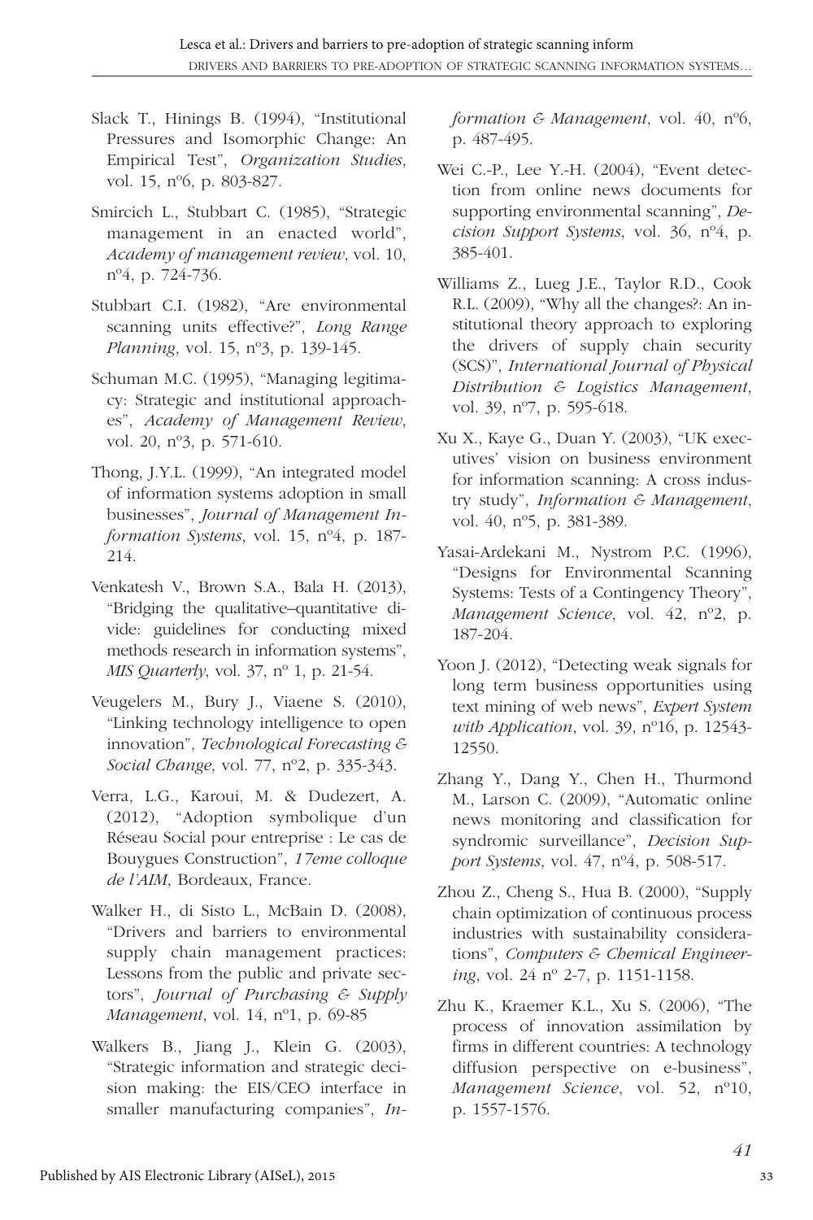Slack T., Hinings B. (1994), "Institutional Pressures and Isomorphic Change: An Empirical Test", *Organization Studies*, vol. 15, nº6, p. 803-827.

Smircich L., Stubbart C. (1985), "Strategic management in an enacted world", *Academy of management review*, vol. 10, nº4, p. 724-736.

Stubbart C.I. (1982), "Are environmental scanning units effective?", *Long Range Planning*, vol. 15, nº3, p. 139-145.

Schuman M.C. (1995), "Managing legitimacy: Strategic and institutional approaches", *Academy of Management Review*, vol. 20, nº3, p. 571-610.

Thong, J.Y.L. (1999), "An integrated model of information systems adoption in small businesses", *Journal of Management Information Systems*, vol. 15, nº4, p. 187-214.

Venkatesh V., Brown S.A., Bala H. (2013), "Bridging the qualitative–quantitative divide: guidelines for conducting mixed methods research in information systems", *MIS Quarterly*, vol. 37, nº 1, p. 21-54.

Veugelers M., Bury J., Viaene S. (2010), "Linking technology intelligence to open innovation", *Technological Forecasting & Social Change*, vol. 77, nº2, p. 335-343.

Verra, L.G., Karoui, M. & Dudezert, A. (2012), "Adoption symbolique d'un Réseau Social pour entreprise : Le cas de Bouygues Construction", *17eme colloque de l'AIM*, Bordeaux, France.

Walker H., di Sisto L., McBain D. (2008), "Drivers and barriers to environmental supply chain management practices: Lessons from the public and private sectors", *Journal of Purchasing & Supply Management*, vol. 14, nº1, p. 69-85

Walkers B., Jiang J., Klein G. (2003), "Strategic information and strategic decision making: the EIS/CEO interface in smaller manufacturing companies", *Information & Management*, vol. 40, nº6, p. 487-495.

Wei C.-P., Lee Y.-H. (2004), "Event detection from online news documents for supporting environmental scanning", *Decision Support Systems*, vol. 36, nº4, p. 385-401.

Williams Z., Lueg J.E., Taylor R.D., Cook R.L. (2009), "Why all the changes?: An institutional theory approach to exploring the drivers of supply chain security (SCS)", *International Journal of Physical Distribution & Logistics Management*, vol. 39, nº7, p. 595-618.

Xu X., Kaye G., Duan Y. (2003), "UK executives' vision on business environment for information scanning: A cross industry study", *Information & Management*, vol. 40, nº5, p. 381-389.

Yasai-Ardekani M., Nystrom P.C. (1996), "Designs for Environmental Scanning Systems: Tests of a Contingency Theory", *Management Science*, vol. 42, nº2, p. 187-204.

Yoon J. (2012), "Detecting weak signals for long term business opportunities using text mining of web news", *Expert System with Application*, vol. 39, nº16, p. 12543-12550.

Zhang Y., Dang Y., Chen H., Thurmond M., Larson C. (2009), "Automatic online news monitoring and classification for syndromic surveillance", *Decision Support Systems*, vol. 47, nº4, p. 508-517.

Zhou Z., Cheng S., Hua B. (2000), "Supply chain optimization of continuous process industries with sustainability considerations", *Computers & Chemical Engineering*, vol. 24 nº 2-7, p. 1151-1158.

Zhu K., Kraemer K.L., Xu S. (2006), "The process of innovation assimilation by firms in different countries: A technology diffusion perspective on e-business", *Management Science*, vol. 52, nº10, p. 1557-1576.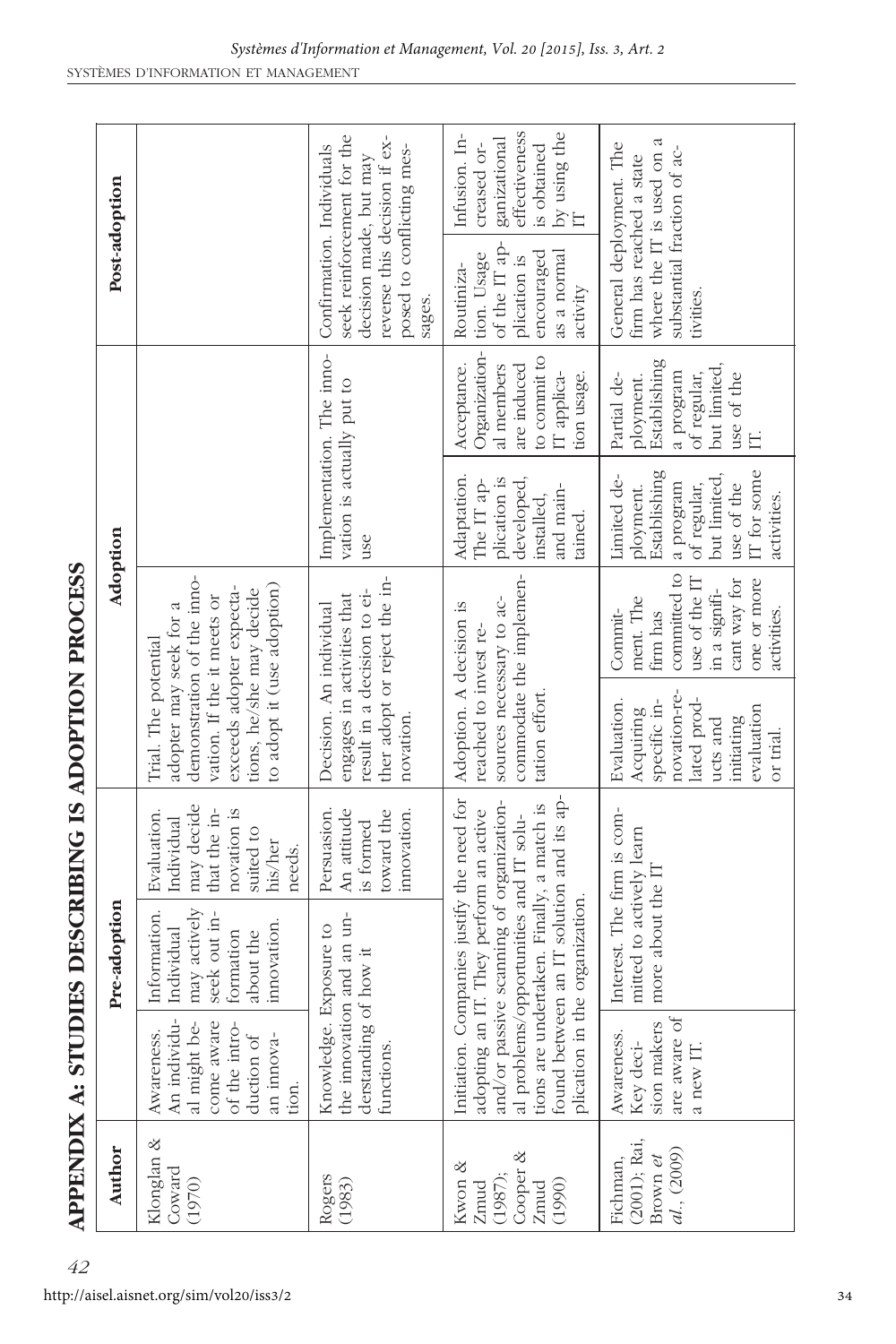# APPENDIX A: STUDIES DESCRIBING IS ADOPTION PROCESS

| Author | Pre-adoption | | | Adoption | | | | Post-adoption | |
|---|---|---|---|---|---|---|---|---|---|
| Klonglan & Coward (1970) | Awareness. An individual might become aware of the introduction of an innovation. | Information. Individual may actively seek out information about the innovation. | Evaluation. Individual may decide that the innovation is suited to his/her needs. | Trial. The potential adopter may seek for a demonstration of the innovation. If the it meets or exceeds adopter expectations, he/she may decide to adopt it (use adoption) | | | | | |
| Rogers (1983) | Knowledge. Exposure to the innovation and an understanding of how it functions. | | Persuasion. An attitude is formed toward the innovation. | Decision. An individual engages in activities that result in a decision to either adopt or reject the innovation. | | Implementation. The innovation is actually put to use | | Confirmation. Individuals seek reinforcement for the decision made, but may reverse this decision if exposed to conflicting messages. | |
| Kwon & Zmud (1987); Cooper & Zmud (1990) | Initiation. Companies justify the need for adopting an IT. They perform an active and/or passive scanning of organizational problems/opportunities and IT solutions are undertaken. Finally, a match is found between an IT solution and its application in the organization. | | | Adoption. A decision is reached to invest resources necessary to accommodate the implementation effort. | | Adaptation. The IT application is developed, installed, and maintained. | Acceptance. Organizational members are induced to commit to IT application usage. | Routinization. Usage of the IT application is encouraged as a normal activity | Infusion. Increased organizational effectiveness is obtained by using the IT |
| Fichman, (2001); Rai, Brown *et al.*, (2009) | Awareness. Key decision makers are aware of a new IT. | Interest. The firm is committed to actively learn more about the IT | | Evaluation. Acquiring specific innovation-related products and initiating evaluation or trial. | Commitment. The firm has committed to use of the IT in a significant way for one or more activities. | Limited deployment. Establishing a program of regular, but limited, use of the IT for some activities. | Partial deployment. Establishing a program of regular, but limited, use of the IT. | General deployment. The firm has reached a state where the IT is used on a substantial fraction of activities. | |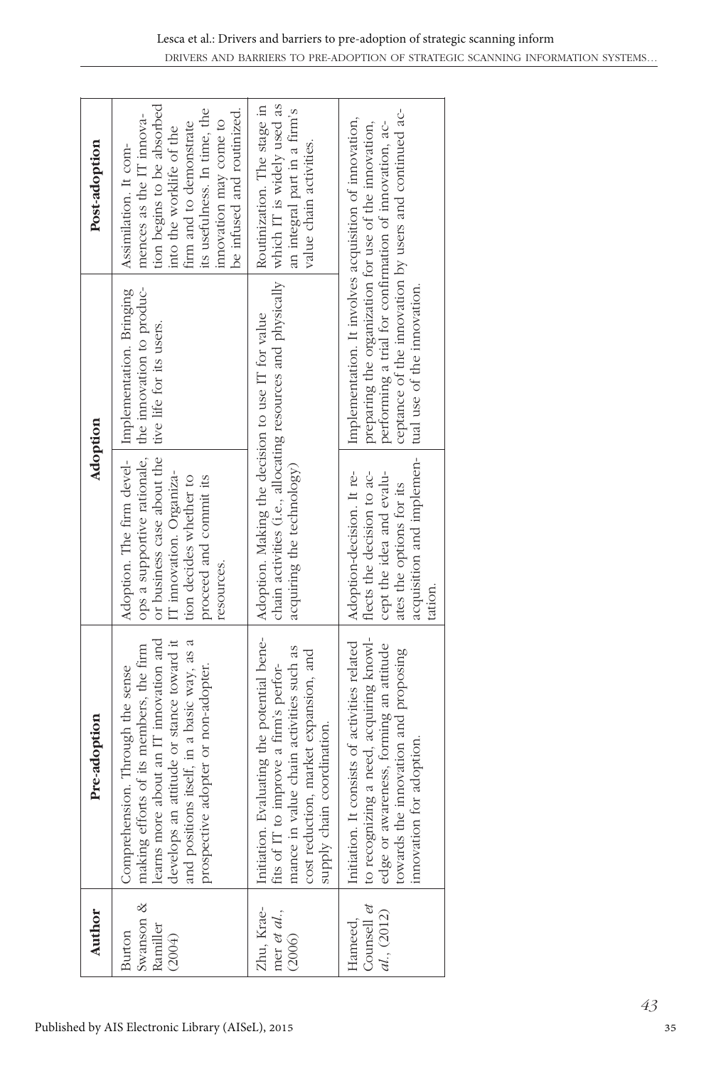| Author | Pre-adoption | Adoption | | Post-adoption |
|---|---|---|---|---|
| Burton Swanson & Ramiller (2004) | Comprehension. Through the sense making efforts of its members, the firm learns more about an IT innovation and develops an attitude or stance toward it and positions itself, in a basic way, as a prospective adopter or non-adopter. | Adoption. The firm develops a supportive rationale, or business case about the IT innovation. Organization decides whether to proceed and commit its resources. | Implementation. Bringing the innovation to productive life for its users. | Assimilation. It commences as the IT innovation begins to be absorbed into the worklife of the firm and to demonstrate its usefulness. In time, the innovation may come to be infused and routinized. |
| Zhu, Kraemer *et al.*, (2006) | Initiation. Evaluating the potential benefits of IT to improve a firm's performance in value chain activities such as cost reduction, market expansion, and supply chain coordination. | Adoption. Making the decision to use IT for value chain activities (i.e., allocating resources and physically acquiring the technology) | | Routinization. The stage in which IT is widely used as an integral part in a firm's value chain activities. |
| Hameed, Counsell *et al.*, (2012) | Initiation. It consists of activities related to recognizing a need, acquiring knowledge or awareness, forming an attitude towards the innovation and proposing innovation for adoption. | Adoption-decision. It reflects the decision to accept the idea and evaluates the options for its acquisition and implementation. | Implementation. It involves acquisition of innovation, preparing the organization for use of the innovation, performing a trial for confirmation of innovation, acceptance of the innovation by users and continued actual use of the innovation. | |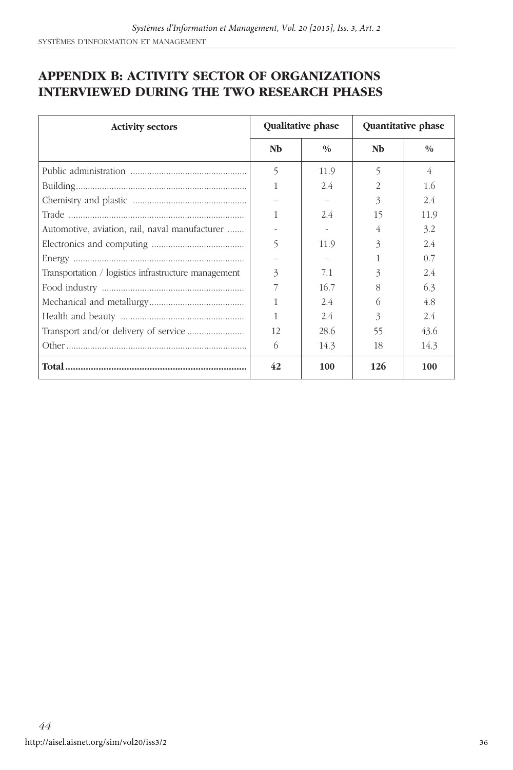## APPENDIX B: ACTIVITY SECTOR OF ORGANIZATIONS INTERVIEWED DURING THE TWO RESEARCH PHASES

| Activity sectors | Qualitative phase | | Quantitative phase | |
|---|---|---|---|---|
| | Nb | % | Nb | % |
| Public administration | 5 | 11.9 | 5 | 4 |
| Building | 1 | 2.4 | 2 | 1.6 |
| Chemistry and plastic | – | – | 3 | 2.4 |
| Trade | 1 | 2.4 | 15 | 11.9 |
| Automotive, aviation, rail, naval manufacturer | - | - | 4 | 3.2 |
| Electronics and computing | 5 | 11.9 | 3 | 2.4 |
| Energy | – | – | 1 | 0.7 |
| Transportation / logistics infrastructure management | 3 | 7.1 | 3 | 2.4 |
| Food industry | 7 | 16.7 | 8 | 6.3 |
| Mechanical and metallurgy | 1 | 2.4 | 6 | 4.8 |
| Health and beauty | 1 | 2.4 | 3 | 2.4 |
| Transport and/or delivery of service | 12 | 28.6 | 55 | 43.6 |
| Other | 6 | 14.3 | 18 | 14.3 |
| **Total** | **42** | **100** | **126** | **100** |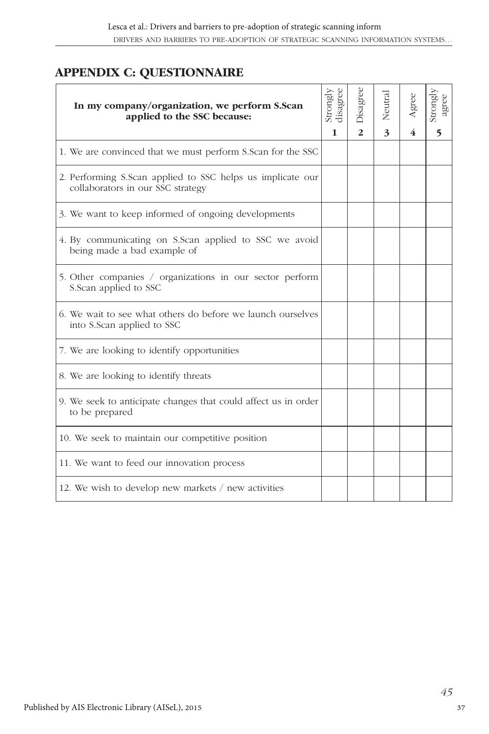## APPENDIX C: QUESTIONNAIRE

| **In my company/organization, we perform S.Scan applied to the SSC because:** | Strongly disagree **1** | Disagree **2** | Neutral **3** | Agree **4** | Strongly agree **5** |
|---|---|---|---|---|---|
| 1. We are convinced that we must perform S.Scan for the SSC | | | | | |
| 2. Performing S.Scan applied to SSC helps us implicate our collaborators in our SSC strategy | | | | | |
| 3. We want to keep informed of ongoing developments | | | | | |
| 4. By communicating on S.Scan applied to SSC we avoid being made a bad example of | | | | | |
| 5. Other companies / organizations in our sector perform S.Scan applied to SSC | | | | | |
| 6. We wait to see what others do before we launch ourselves into S.Scan applied to SSC | | | | | |
| 7. We are looking to identify opportunities | | | | | |
| 8. We are looking to identify threats | | | | | |
| 9. We seek to anticipate changes that could affect us in order to be prepared | | | | | |
| 10. We seek to maintain our competitive position | | | | | |
| 11. We want to feed our innovation process | | | | | |
| 12. We wish to develop new markets / new activities | | | | | |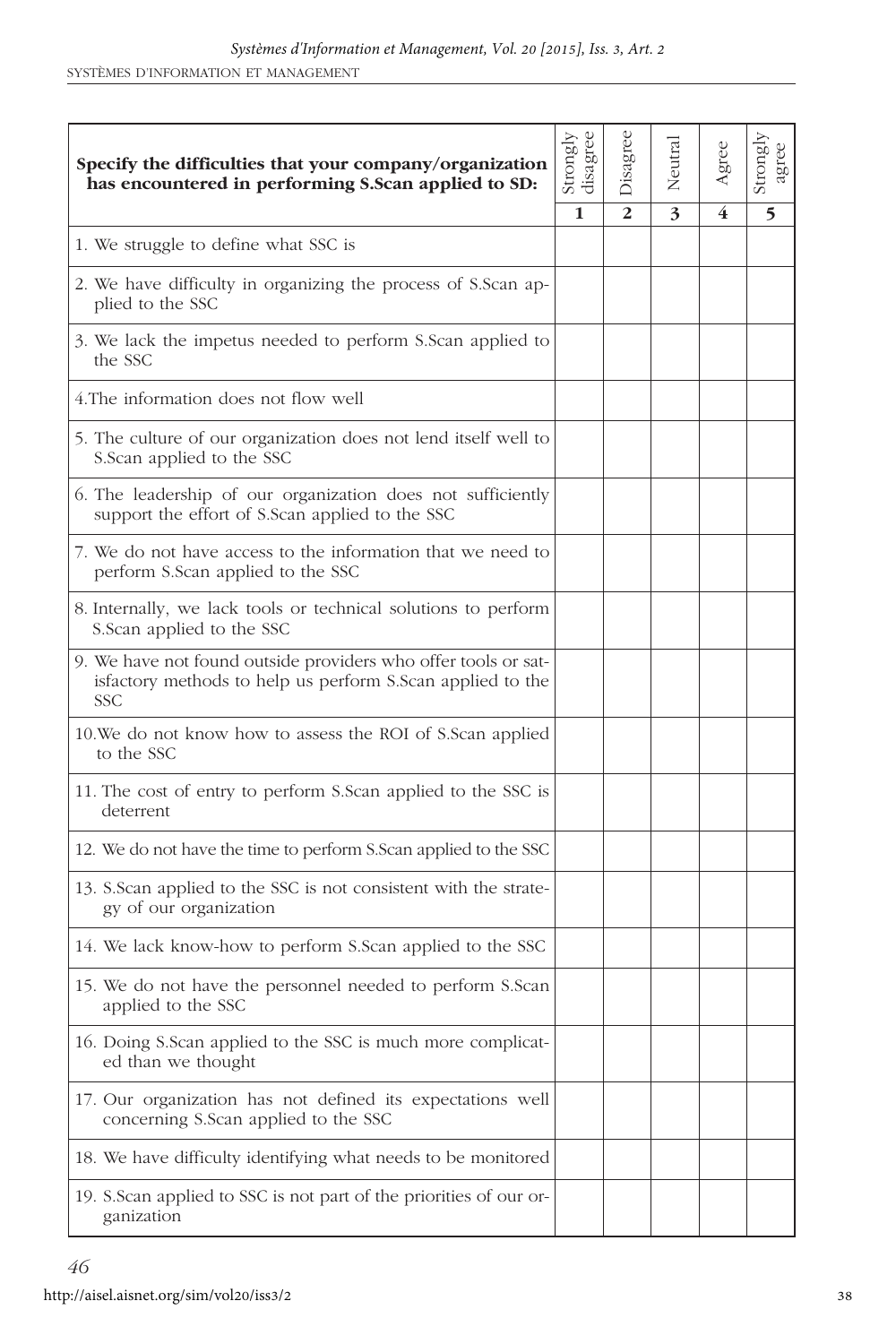| Specify the difficulties that your company/organization has encountered in performing S.Scan applied to SD: | Strongly disagree | Disagree | Neutral | Agree | Strongly agree |
|---|---|---|---|---|---|
| | 1 | 2 | 3 | 4 | 5 |
| 1. We struggle to define what SSC is | | | | | |
| 2. We have difficulty in organizing the process of S.Scan applied to the SSC | | | | | |
| 3. We lack the impetus needed to perform S.Scan applied to the SSC | | | | | |
| 4.The information does not flow well | | | | | |
| 5. The culture of our organization does not lend itself well to S.Scan applied to the SSC | | | | | |
| 6. The leadership of our organization does not sufficiently support the effort of S.Scan applied to the SSC | | | | | |
| 7. We do not have access to the information that we need to perform S.Scan applied to the SSC | | | | | |
| 8. Internally, we lack tools or technical solutions to perform S.Scan applied to the SSC | | | | | |
| 9. We have not found outside providers who offer tools or satisfactory methods to help us perform S.Scan applied to the SSC | | | | | |
| 10.We do not know how to assess the ROI of S.Scan applied to the SSC | | | | | |
| 11. The cost of entry to perform S.Scan applied to the SSC is deterrent | | | | | |
| 12. We do not have the time to perform S.Scan applied to the SSC | | | | | |
| 13. S.Scan applied to the SSC is not consistent with the strategy of our organization | | | | | |
| 14. We lack know-how to perform S.Scan applied to the SSC | | | | | |
| 15. We do not have the personnel needed to perform S.Scan applied to the SSC | | | | | |
| 16. Doing S.Scan applied to the SSC is much more complicated than we thought | | | | | |
| 17. Our organization has not defined its expectations well concerning S.Scan applied to the SSC | | | | | |
| 18. We have difficulty identifying what needs to be monitored | | | | | |
| 19. S.Scan applied to SSC is not part of the priorities of our organization | | | | | |